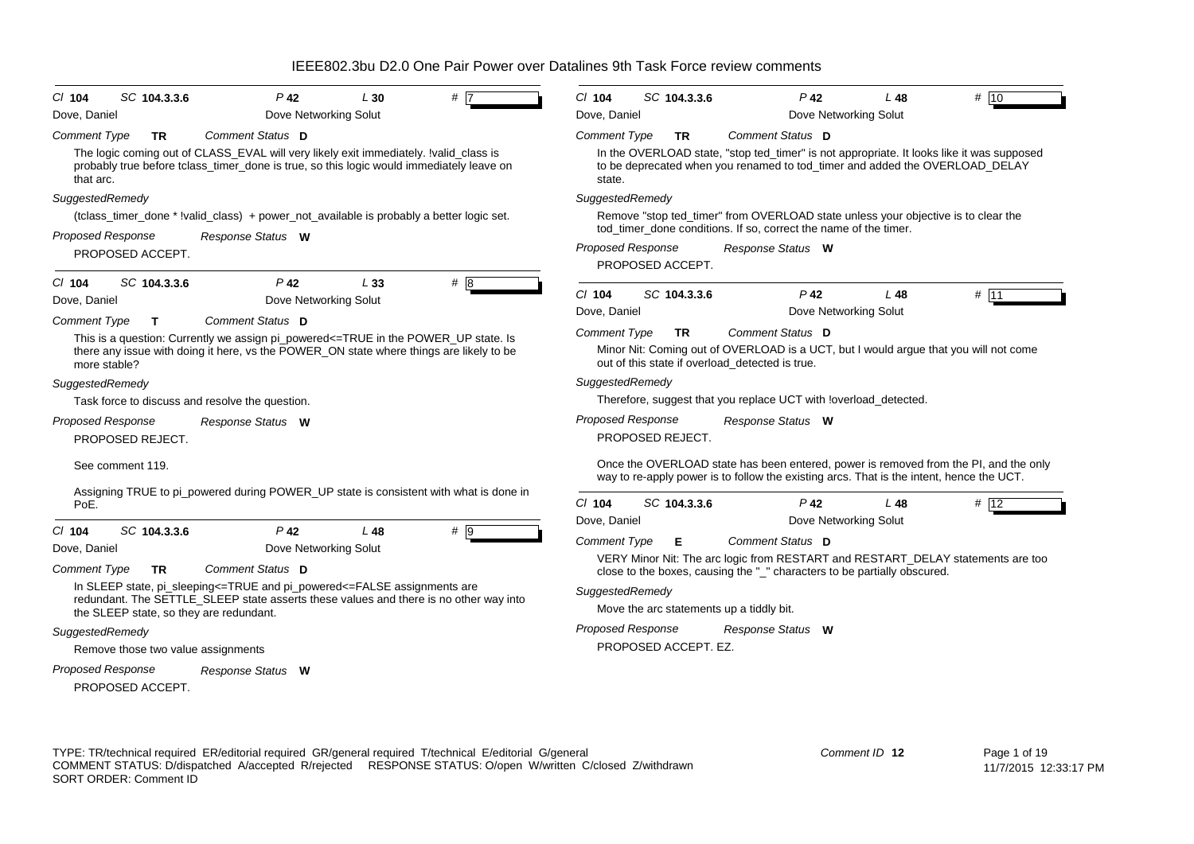# IEEE802.3bu D2.0 One Pair Power over Datalines 9th Task Force review comments

*Cl* **104** *SC* **104.3.3.6** *P* **42** *L* **30** *#* **7**

Dove, Daniel — Dove Networking Solut

*Comment Type* **TR** *Comment Status* **D**

The logic coming out of CLASS_EVAL will very likely exit immediately. !valid_class is probably true before tclass_timer_done is true, so this logic would immediately leave on that arc.

*SuggestedRemedy*

(tclass_timer_done * !valid_class) + power_not_available is probably a better logic set.

*Proposed Response* *Response Status* **W**

PROPOSED ACCEPT.

---

*Cl* **104** *SC* **104.3.3.6** *P* **42** *L* **33** *#* **8**

Dove, Daniel — Dove Networking Solut

*Comment Type* **T** *Comment Status* **D**

This is a question: Currently we assign pi_powered<=TRUE in the POWER_UP state. Is there any issue with doing it here, vs the POWER_ON state where things are likely to be more stable?

*SuggestedRemedy*

Task force to discuss and resolve the question.

*Proposed Response* *Response Status* **W**

PROPOSED REJECT.

See comment 119.

Assigning TRUE to pi_powered during POWER_UP state is consistent with what is done in PoE.

---

*Cl* **104** *SC* **104.3.3.6** *P* **42** *L* **48** *#* **9**

Dove, Daniel — Dove Networking Solut

*Comment Type* **TR** *Comment Status* **D**

In SLEEP state, pi_sleeping<=TRUE and pi_powered<=FALSE assignments are redundant. The SETTLE_SLEEP state asserts these values and there is no other way into the SLEEP state, so they are redundant.

*SuggestedRemedy*

Remove those two value assignments

*Proposed Response* *Response Status* **W**

PROPOSED ACCEPT.

---

*Cl* **104** *SC* **104.3.3.6** *P* **42** *L* **48** *#* **10**

Dove, Daniel — Dove Networking Solut

*Comment Type* **TR** *Comment Status* **D**

In the OVERLOAD state, "stop ted_timer" is not appropriate. It looks like it was supposed to be deprecated when you renamed to tod_timer and added the OVERLOAD_DELAY state.

*SuggestedRemedy*

Remove "stop ted_timer" from OVERLOAD state unless your objective is to clear the tod_timer_done conditions. If so, correct the name of the timer.

*Proposed Response* *Response Status* **W**

PROPOSED ACCEPT.

---

*Cl* **104** *SC* **104.3.3.6** *P* **42** *L* **48** *#* **11**

Dove, Daniel — Dove Networking Solut

*Comment Type* **TR** *Comment Status* **D**

Minor Nit: Coming out of OVERLOAD is a UCT, but I would argue that you will not come out of this state if overload_detected is true.

*SuggestedRemedy*

Therefore, suggest that you replace UCT with !overload_detected.

*Proposed Response* *Response Status* **W**

PROPOSED REJECT.

Once the OVERLOAD state has been entered, power is removed from the PI, and the only way to re-apply power is to follow the existing arcs. That is the intent, hence the UCT.

---

*Cl* **104** *SC* **104.3.3.6** *P* **42** *L* **48** *#* **12**

Dove, Daniel — Dove Networking Solut

*Comment Type* **E** *Comment Status* **D**

VERY Minor Nit: The arc logic from RESTART and RESTART_DELAY statements are too close to the boxes, causing the "_" characters to be partially obscured.

*SuggestedRemedy*

Move the arc statements up a tiddly bit.

*Proposed Response* *Response Status* **W**

PROPOSED ACCEPT. EZ.

---

TYPE: TR/technical required ER/editorial required GR/general required T/technical E/editorial G/general
COMMENT STATUS: D/dispatched A/accepted R/rejected RESPONSE STATUS: O/open W/written C/closed Z/withdrawn
SORT ORDER: Comment ID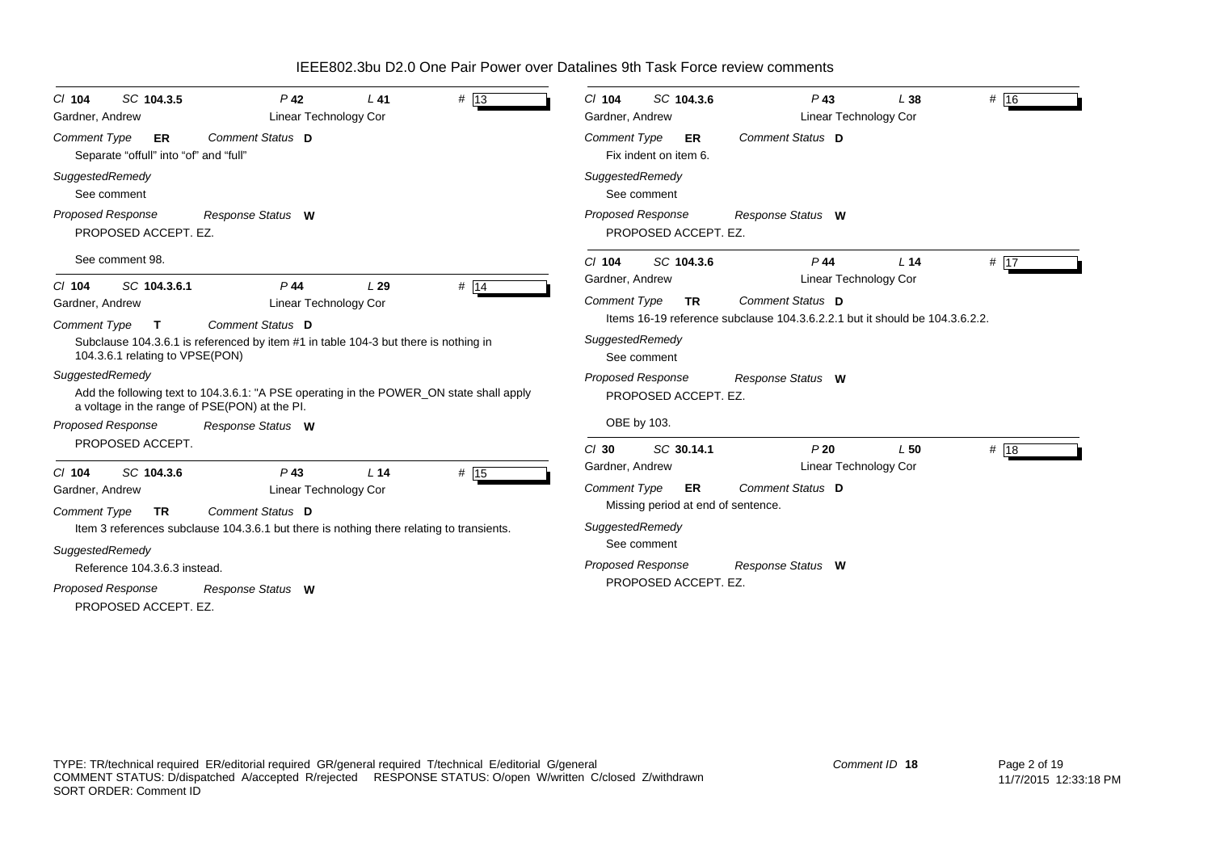# IEEE802.3bu D2.0 One Pair Power over Datalines 9th Task Force review comments

---

*Cl* **104** *SC* **104.3.5** *P* **42** *L* **41** # **13**

Gardner, Andrew — Linear Technology Cor

*Comment Type* **ER** *Comment Status* **D**

Separate "offull" into "of" and "full"

*SuggestedRemedy*

See comment

*Proposed Response* *Response Status* **W**

PROPOSED ACCEPT. EZ.

See comment 98.

---

*Cl* **104** *SC* **104.3.6.1** *P* **44** *L* **29** # **14**

Gardner, Andrew — Linear Technology Cor

*Comment Type* **T** *Comment Status* **D**

Subclause 104.3.6.1 is referenced by item #1 in table 104-3 but there is nothing in 104.3.6.1 relating to VPSE(PON)

*SuggestedRemedy*

Add the following text to 104.3.6.1: "A PSE operating in the POWER_ON state shall apply a voltage in the range of PSE(PON) at the PI.

*Proposed Response* *Response Status* **W**

PROPOSED ACCEPT.

---

*Cl* **104** *SC* **104.3.6** *P* **43** *L* **14** # **15**

Gardner, Andrew — Linear Technology Cor

*Comment Type* **TR** *Comment Status* **D**

Item 3 references subclause 104.3.6.1 but there is nothing there relating to transients.

*SuggestedRemedy*

Reference 104.3.6.3 instead.

*Proposed Response* *Response Status* **W**

PROPOSED ACCEPT. EZ.

---

*Cl* **104** *SC* **104.3.6** *P* **43** *L* **38** # **16**

Gardner, Andrew — Linear Technology Cor

*Comment Type* **ER** *Comment Status* **D**

Fix indent on item 6.

*SuggestedRemedy*

See comment

*Proposed Response* *Response Status* **W**

PROPOSED ACCEPT. EZ.

---

*Cl* **104** *SC* **104.3.6** *P* **44** *L* **14** # **17**

Gardner, Andrew — Linear Technology Cor

*Comment Type* **TR** *Comment Status* **D**

Items 16-19 reference subclause 104.3.6.2.2.1 but it should be 104.3.6.2.2.

*SuggestedRemedy*

See comment

*Proposed Response* *Response Status* **W**

PROPOSED ACCEPT. EZ.

OBE by 103.

---

*Cl* **30** *SC* **30.14.1** *P* **20** *L* **50** # **18**

Gardner, Andrew — Linear Technology Cor

*Comment Type* **ER** *Comment Status* **D**

Missing period at end of sentence.

*SuggestedRemedy*

See comment

*Proposed Response* *Response Status* **W**

PROPOSED ACCEPT. EZ.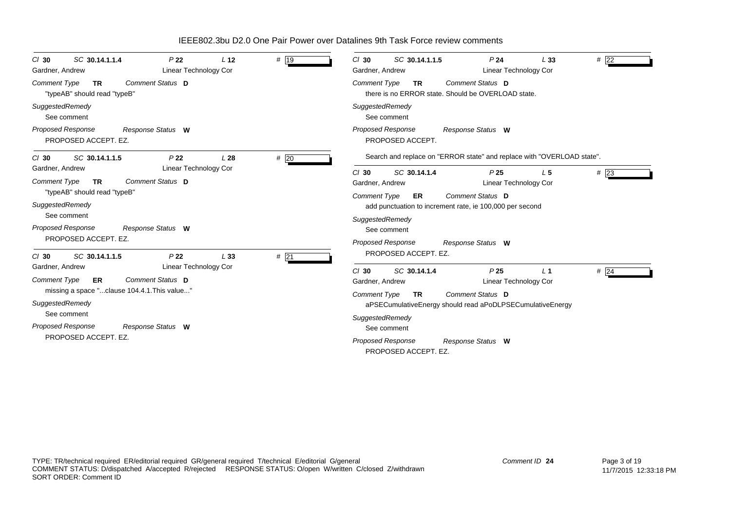# IEEE802.3bu D2.0 One Pair Power over Datalines 9th Task Force review comments

*Cl* **30** *SC* **30.14.1.1.4** *P* **22** *L* **12** *#* **19**

Gardner, Andrew — Linear Technology Cor

*Comment Type* **TR** *Comment Status* **D**

"typeAB" should read "typeB"

*SuggestedRemedy*

See comment

*Proposed Response* *Response Status* **W**

PROPOSED ACCEPT. EZ.

---

*Cl* **30** *SC* **30.14.1.1.5** *P* **22** *L* **28** *#* **20**

Gardner, Andrew — Linear Technology Cor

*Comment Type* **TR** *Comment Status* **D**

"typeAB" should read "typeB"

*SuggestedRemedy*

See comment

*Proposed Response* *Response Status* **W**

PROPOSED ACCEPT. EZ.

---

*Cl* **30** *SC* **30.14.1.1.5** *P* **22** *L* **33** *#* **21**

Gardner, Andrew — Linear Technology Cor

*Comment Type* **ER** *Comment Status* **D**

missing a space "...clause 104.4.1.This value..."

*SuggestedRemedy*

See comment

*Proposed Response* *Response Status* **W**

PROPOSED ACCEPT. EZ.

---

*Cl* **30** *SC* **30.14.1.1.5** *P* **24** *L* **33** *#* **22**

Gardner, Andrew — Linear Technology Cor

*Comment Type* **TR** *Comment Status* **D**

there is no ERROR state. Should be OVERLOAD state.

*SuggestedRemedy*

See comment

*Proposed Response* *Response Status* **W**

PROPOSED ACCEPT.

Search and replace on "ERROR state" and replace with "OVERLOAD state".

---

*Cl* **30** *SC* **30.14.1.4** *P* **25** *L* **5** *#* **23**

Gardner, Andrew — Linear Technology Cor

*Comment Type* **ER** *Comment Status* **D**

add punctuation to increment rate, ie 100,000 per second

*SuggestedRemedy*

See comment

*Proposed Response* *Response Status* **W**

PROPOSED ACCEPT. EZ.

---

*Cl* **30** *SC* **30.14.1.4** *P* **25** *L* **1** *#* **24**

Gardner, Andrew — Linear Technology Cor

*Comment Type* **TR** *Comment Status* **D**

aPSECumulativeEnergy should read aPoDLPSECumulativeEnergy

*SuggestedRemedy*

See comment

*Proposed Response* *Response Status* **W**

PROPOSED ACCEPT. EZ.

---

TYPE: TR/technical required ER/editorial required GR/general required T/technical E/editorial G/general
COMMENT STATUS: D/dispatched A/accepted R/rejected RESPONSE STATUS: O/open W/written C/closed Z/withdrawn
SORT ORDER: Comment ID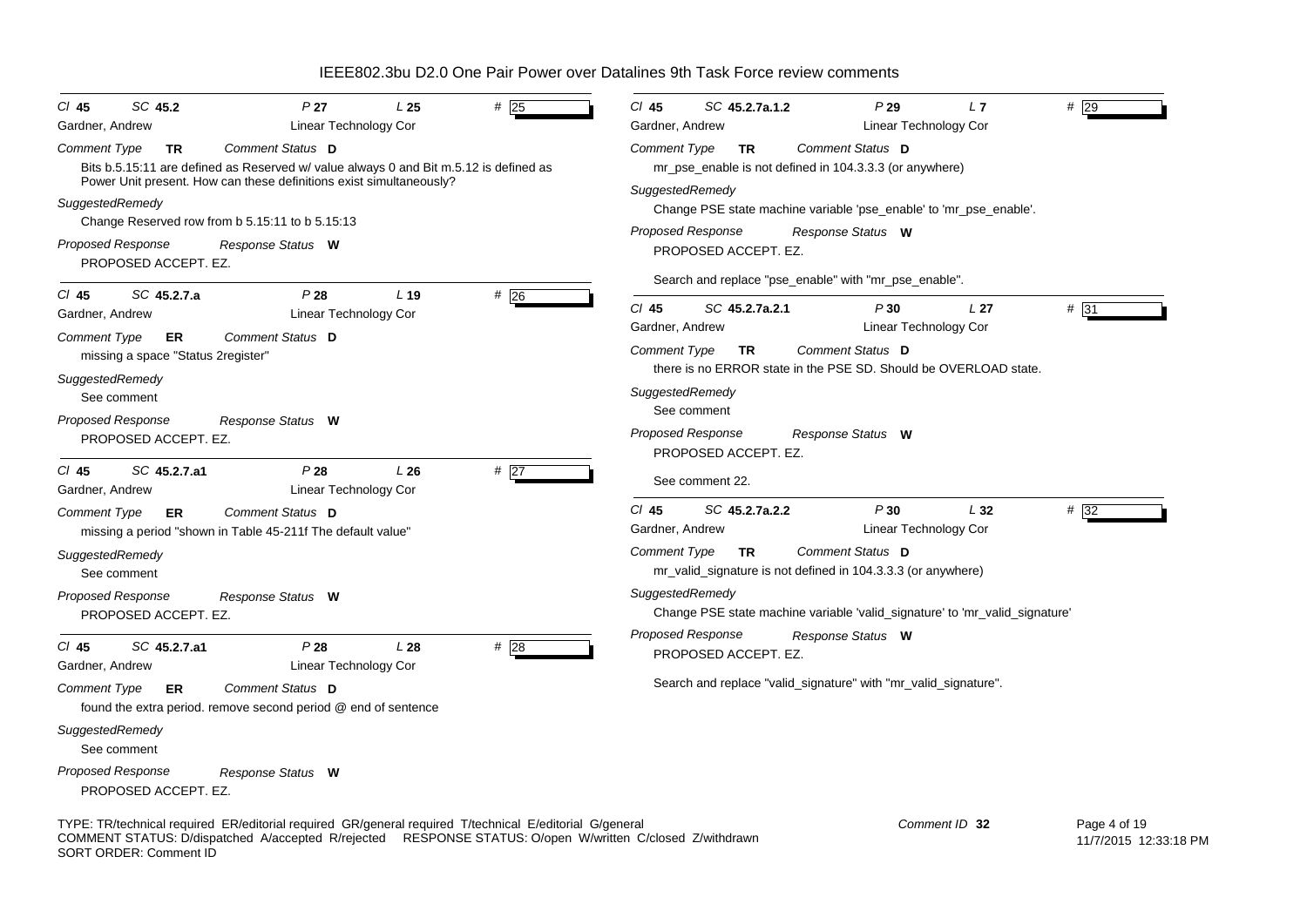# IEEE802.3bu D2.0 One Pair Power over Datalines 9th Task Force review comments

---

*Cl* **45** *SC* **45.2** *P* **27** *L* **25** *#* **25**

Gardner, Andrew — Linear Technology Cor

*Comment Type* **TR** *Comment Status* **D**

Bits b.5.15:11 are defined as Reserved w/ value always 0 and Bit m.5.12 is defined as Power Unit present. How can these definitions exist simultaneously?

*SuggestedRemedy*

Change Reserved row from b 5.15:11 to b 5.15:13

*Proposed Response* *Response Status* **W**

PROPOSED ACCEPT. EZ.

---

*Cl* **45** *SC* **45.2.7.a** *P* **28** *L* **19** *#* **26**

Gardner, Andrew — Linear Technology Cor

*Comment Type* **ER** *Comment Status* **D**

missing a space "Status 2register"

*SuggestedRemedy*

See comment

*Proposed Response* *Response Status* **W**

PROPOSED ACCEPT. EZ.

---

*Cl* **45** *SC* **45.2.7.a1** *P* **28** *L* **26** *#* **27**

Gardner, Andrew — Linear Technology Cor

*Comment Type* **ER** *Comment Status* **D**

missing a period "shown in Table 45-211f The default value"

*SuggestedRemedy*

See comment

*Proposed Response* *Response Status* **W**

PROPOSED ACCEPT. EZ.

---

*Cl* **45** *SC* **45.2.7.a1** *P* **28** *L* **28** *#* **28**

Gardner, Andrew — Linear Technology Cor

*Comment Type* **ER** *Comment Status* **D**

found the extra period. remove second period @ end of sentence

*SuggestedRemedy*

See comment

*Proposed Response* *Response Status* **W**

PROPOSED ACCEPT. EZ.

---

*Cl* **45** *SC* **45.2.7a.1.2** *P* **29** *L* **7** *#* **29**

Gardner, Andrew — Linear Technology Cor

*Comment Type* **TR** *Comment Status* **D**

mr_pse_enable is not defined in 104.3.3.3 (or anywhere)

*SuggestedRemedy*

Change PSE state machine variable 'pse_enable' to 'mr_pse_enable'.

*Proposed Response* *Response Status* **W**

PROPOSED ACCEPT. EZ.

Search and replace "pse_enable" with "mr_pse_enable".

---

*Cl* **45** *SC* **45.2.7a.2.1** *P* **30** *L* **27** *#* **31**

Gardner, Andrew — Linear Technology Cor

*Comment Type* **TR** *Comment Status* **D**

there is no ERROR state in the PSE SD. Should be OVERLOAD state.

*SuggestedRemedy*

See comment

*Proposed Response* *Response Status* **W**

PROPOSED ACCEPT. EZ.

See comment 22.

---

*Cl* **45** *SC* **45.2.7a.2.2** *P* **30** *L* **32** *#* **32**

Gardner, Andrew — Linear Technology Cor

*Comment Type* **TR** *Comment Status* **D**

mr_valid_signature is not defined in 104.3.3.3 (or anywhere)

*SuggestedRemedy*

Change PSE state machine variable 'valid_signature' to 'mr_valid_signature'

*Proposed Response* *Response Status* **W**

PROPOSED ACCEPT. EZ.

Search and replace "valid_signature" with "mr_valid_signature".

---

TYPE: TR/technical required ER/editorial required GR/general required T/technical E/editorial G/general
COMMENT STATUS: D/dispatched A/accepted R/rejected RESPONSE STATUS: O/open W/written C/closed Z/withdrawn
SORT ORDER: Comment ID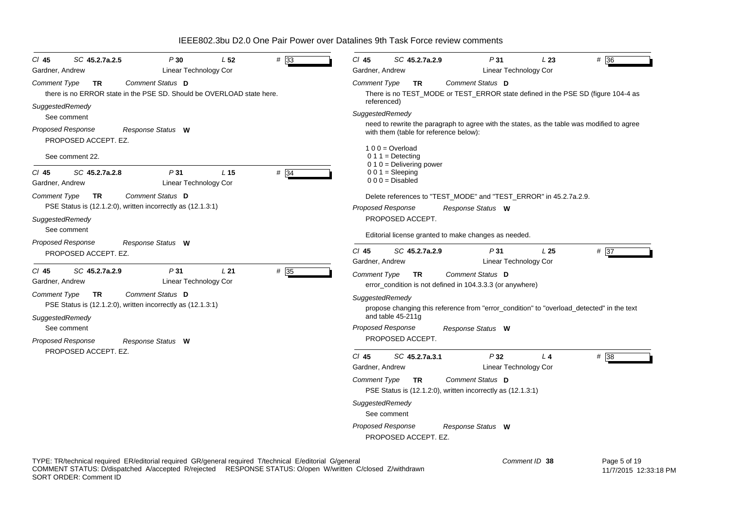**Cl** 45 **SC** 45.2.7a.2.5 **P** 30 **L** 52 **#** 33

Gardner, Andrew — Linear Technology Cor

*Comment Type* **TR** *Comment Status* **D**

there is no ERROR state in the PSE SD. Should be OVERLOAD state here.

*SuggestedRemedy*

See comment

*Proposed Response* *Response Status* **W**

PROPOSED ACCEPT. EZ.

See comment 22.

---

**Cl** 45 **SC** 45.2.7a.2.8 **P** 31 **L** 15 **#** 34

Gardner, Andrew — Linear Technology Cor

*Comment Type* **TR** *Comment Status* **D**

PSE Status is (12.1.2:0), written incorrectly as (12.1.3:1)

*SuggestedRemedy*

See comment

*Proposed Response* *Response Status* **W**

PROPOSED ACCEPT. EZ.

---

**Cl** 45 **SC** 45.2.7a.2.9 **P** 31 **L** 21 **#** 35

Gardner, Andrew — Linear Technology Cor

*Comment Type* **TR** *Comment Status* **D**

PSE Status is (12.1.2:0), written incorrectly as (12.1.3:1)

*SuggestedRemedy*

See comment

*Proposed Response* *Response Status* **W**

PROPOSED ACCEPT. EZ.

---

**Cl** 45 **SC** 45.2.7a.2.9 **P** 31 **L** 23 **#** 36

Gardner, Andrew — Linear Technology Cor

*Comment Type* **TR** *Comment Status* **D**

There is no TEST_MODE or TEST_ERROR state defined in the PSE SD (figure 104-4 as referenced)

*SuggestedRemedy*

need to rewrite the paragraph to agree with the states, as the table was modified to agree with them (table for reference below):

1 0 0 = Overload
0 1 1 = Detecting
0 1 0 = Delivering power
0 0 1 = Sleeping
0 0 0 = Disabled

Delete references to "TEST_MODE" and "TEST_ERROR" in 45.2.7a.2.9.

*Proposed Response* *Response Status* **W**

PROPOSED ACCEPT.

Editorial license granted to make changes as needed.

---

**Cl** 45 **SC** 45.2.7a.2.9 **P** 31 **L** 25 **#** 37

Gardner, Andrew — Linear Technology Cor

*Comment Type* **TR** *Comment Status* **D**

error_condition is not defined in 104.3.3.3 (or anywhere)

*SuggestedRemedy*

propose changing this reference from "error_condition" to "overload_detected" in the text and table 45-211g

*Proposed Response* *Response Status* **W**

PROPOSED ACCEPT.

---

**Cl** 45 **SC** 45.2.7a.3.1 **P** 32 **L** 4 **#** 38

Gardner, Andrew — Linear Technology Cor

*Comment Type* **TR** *Comment Status* **D**

PSE Status is (12.1.2:0), written incorrectly as (12.1.3:1)

*SuggestedRemedy*

See comment

*Proposed Response* *Response Status* **W**

PROPOSED ACCEPT. EZ.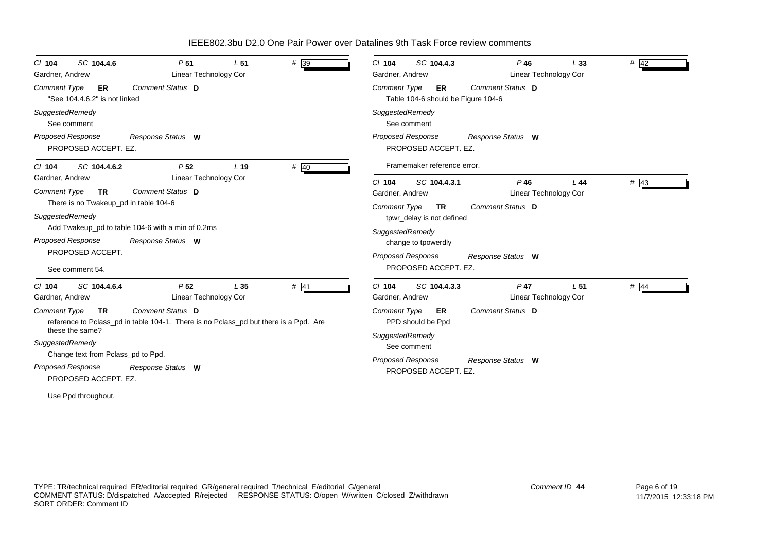IEEE802.3bu D2.0 One Pair Power over Datalines 9th Task Force review comments

---

Cl **104** SC **104.4.6** P **51** L **51** # 39

Gardner, Andrew — Linear Technology Cor

*Comment Type* **ER** *Comment Status* **D**

"See 104.4.6.2" is not linked

*SuggestedRemedy*

See comment

*Proposed Response* *Response Status* **W**

PROPOSED ACCEPT. EZ.

---

Cl **104** SC **104.4.6.2** P **52** L **19** # 40

Gardner, Andrew — Linear Technology Cor

*Comment Type* **TR** *Comment Status* **D**

There is no Twakeup_pd in table 104-6

*SuggestedRemedy*

Add Twakeup_pd to table 104-6 with a min of 0.2ms

*Proposed Response* *Response Status* **W**

PROPOSED ACCEPT.

See comment 54.

---

Cl **104** SC **104.4.6.4** P **52** L **35** # 41

Gardner, Andrew — Linear Technology Cor

*Comment Type* **TR** *Comment Status* **D**

reference to Pclass_pd in table 104-1. There is no Pclass_pd but there is a Ppd. Are these the same?

*SuggestedRemedy*

Change text from Pclass_pd to Ppd.

*Proposed Response* *Response Status* **W**

PROPOSED ACCEPT. EZ.

Use Ppd throughout.

---

Cl **104** SC **104.4.3** P **46** L **33** # 42

Gardner, Andrew — Linear Technology Cor

*Comment Type* **ER** *Comment Status* **D**

Table 104-6 should be Figure 104-6

*SuggestedRemedy*

See comment

*Proposed Response* *Response Status* **W**

PROPOSED ACCEPT. EZ.

Framemaker reference error.

---

Cl **104** SC **104.4.3.1** P **46** L **44** # 43

Gardner, Andrew — Linear Technology Cor

*Comment Type* **TR** *Comment Status* **D**

tpwr_delay is not defined

*SuggestedRemedy*

change to tpowerdly

*Proposed Response* *Response Status* **W**

PROPOSED ACCEPT. EZ.

---

Cl **104** SC **104.4.3.3** P **47** L **51** # 44

Gardner, Andrew — Linear Technology Cor

*Comment Type* **ER** *Comment Status* **D**

PPD should be Ppd

*SuggestedRemedy*

See comment

*Proposed Response* *Response Status* **W**

PROPOSED ACCEPT. EZ.

---

TYPE: TR/technical required ER/editorial required GR/general required T/technical E/editorial G/general
COMMENT STATUS: D/dispatched A/accepted R/rejected RESPONSE STATUS: O/open W/written C/closed Z/withdrawn
SORT ORDER: Comment ID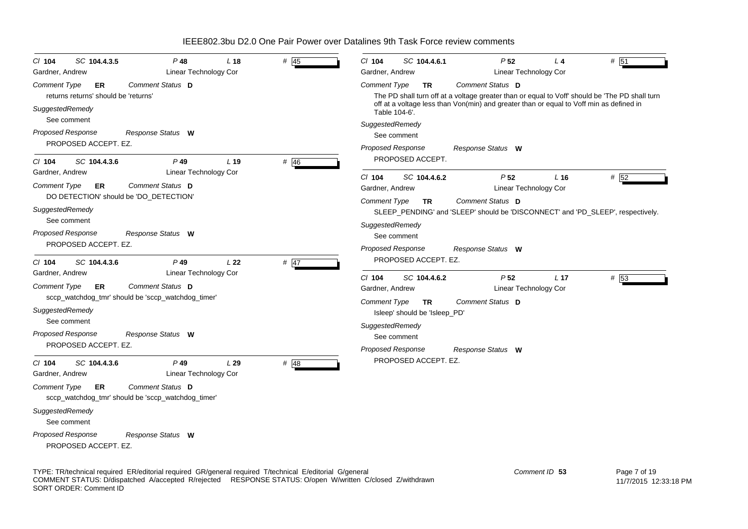# IEEE802.3bu D2.0 One Pair Power over Datalines 9th Task Force review comments

**Cl** 104 **SC** 104.4.3.5 **P** 48 **L** 18 **#** 45

Gardner, Andrew — Linear Technology Cor

*Comment Type* **ER** *Comment Status* **D**

returns returns' should be 'returns'

*SuggestedRemedy*

See comment

*Proposed Response* *Response Status* **W**

PROPOSED ACCEPT. EZ.

---

**Cl** 104 **SC** 104.4.3.6 **P** 49 **L** 19 **#** 46

Gardner, Andrew — Linear Technology Cor

*Comment Type* **ER** *Comment Status* **D**

DO DETECTION' should be 'DO_DETECTION'

*SuggestedRemedy*

See comment

*Proposed Response* *Response Status* **W**

PROPOSED ACCEPT. EZ.

---

**Cl** 104 **SC** 104.4.3.6 **P** 49 **L** 22 **#** 47

Gardner, Andrew — Linear Technology Cor

*Comment Type* **ER** *Comment Status* **D**

sccp_watchdog_tmr' should be 'sccp_watchdog_timer'

*SuggestedRemedy*

See comment

*Proposed Response* *Response Status* **W**

PROPOSED ACCEPT. EZ.

---

**Cl** 104 **SC** 104.4.3.6 **P** 49 **L** 29 **#** 48

Gardner, Andrew — Linear Technology Cor

*Comment Type* **ER** *Comment Status* **D**

sccp_watchdog_tmr' should be 'sccp_watchdog_timer'

*SuggestedRemedy*

See comment

*Proposed Response* *Response Status* **W**

PROPOSED ACCEPT. EZ.

---

**Cl** 104 **SC** 104.4.6.1 **P** 52 **L** 4 **#** 51

Gardner, Andrew — Linear Technology Cor

*Comment Type* **TR** *Comment Status* **D**

The PD shall turn off at a voltage greater than or equal to Voff' should be 'The PD shall turn off at a voltage less than Von(min) and greater than or equal to Voff min as defined in Table 104-6'.

*SuggestedRemedy*

See comment

*Proposed Response* *Response Status* **W**

PROPOSED ACCEPT.

---

**Cl** 104 **SC** 104.4.6.2 **P** 52 **L** 16 **#** 52

Gardner, Andrew — Linear Technology Cor

*Comment Type* **TR** *Comment Status* **D**

SLEEP_PENDING' and 'SLEEP' should be 'DISCONNECT' and 'PD_SLEEP', respectively.

*SuggestedRemedy*

See comment

*Proposed Response* *Response Status* **W**

PROPOSED ACCEPT. EZ.

---

**Cl** 104 **SC** 104.4.6.2 **P** 52 **L** 17 **#** 53

Gardner, Andrew — Linear Technology Cor

*Comment Type* **TR** *Comment Status* **D**

Isleep' should be 'Isleep_PD'

*SuggestedRemedy*

See comment

*Proposed Response* *Response Status* **W**

PROPOSED ACCEPT. EZ.

---

TYPE: TR/technical required ER/editorial required GR/general required T/technical E/editorial G/general
COMMENT STATUS: D/dispatched A/accepted R/rejected RESPONSE STATUS: O/open W/written C/closed Z/withdrawn
SORT ORDER: Comment ID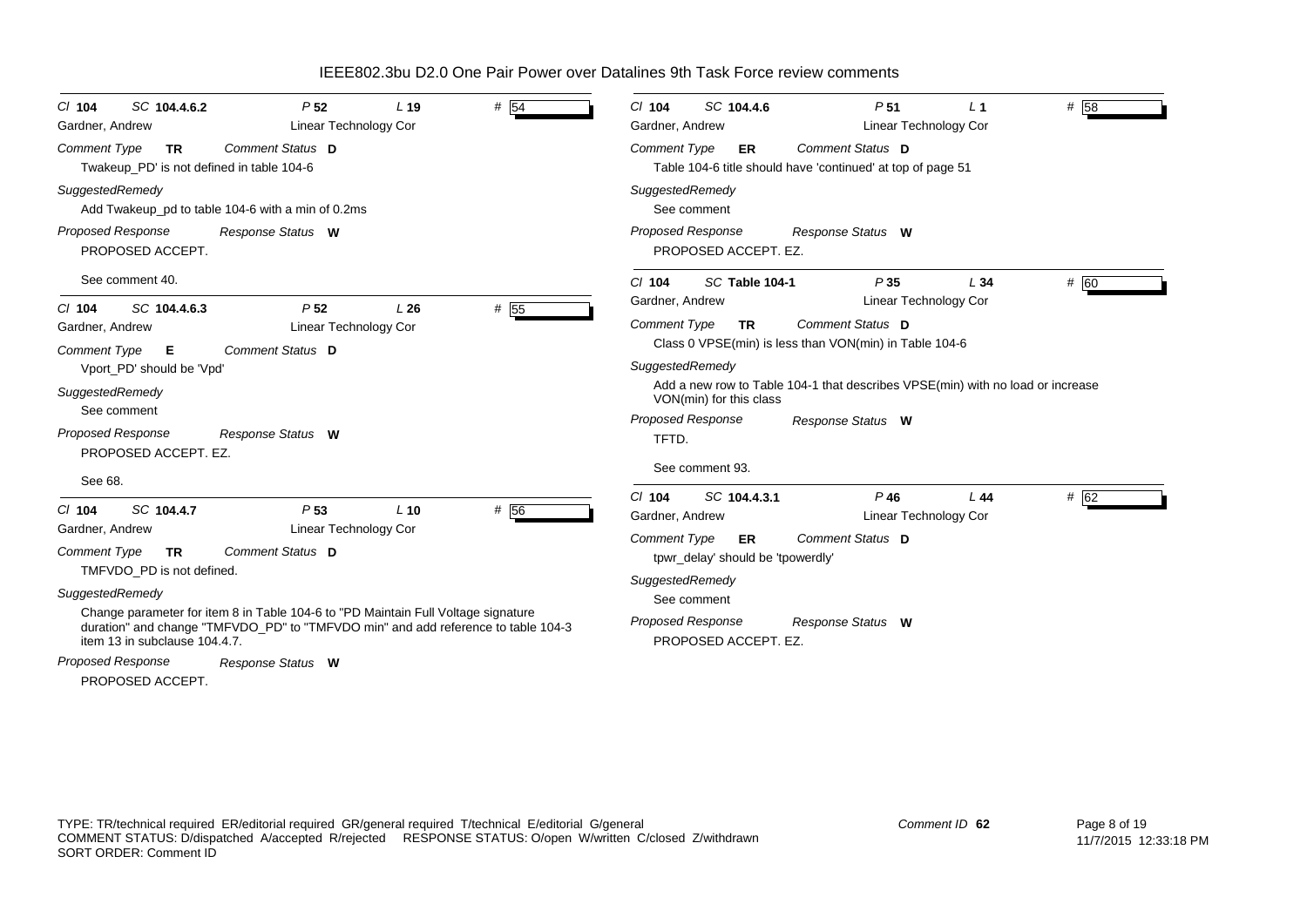# IEEE802.3bu D2.0 One Pair Power over Datalines 9th Task Force review comments

---

**Cl** 104 **SC** 104.4.6.2 **P** 52 **L** 19 **#** 54

Gardner, Andrew — Linear Technology Cor

*Comment Type* **TR** *Comment Status* **D**

Twakeup_PD' is not defined in table 104-6

*SuggestedRemedy*

Add Twakeup_pd to table 104-6 with a min of 0.2ms

*Proposed Response* *Response Status* **W**

PROPOSED ACCEPT.

See comment 40.

---

**Cl** 104 **SC** 104.4.6.3 **P** 52 **L** 26 **#** 55

Gardner, Andrew — Linear Technology Cor

*Comment Type* **E** *Comment Status* **D**

Vport_PD' should be 'Vpd'

*SuggestedRemedy*

See comment

*Proposed Response* *Response Status* **W**

PROPOSED ACCEPT. EZ.

See 68.

---

**Cl** 104 **SC** 104.4.7 **P** 53 **L** 10 **#** 56

Gardner, Andrew — Linear Technology Cor

*Comment Type* **TR** *Comment Status* **D**

TMFVDO_PD is not defined.

*SuggestedRemedy*

Change parameter for item 8 in Table 104-6 to "PD Maintain Full Voltage signature duration" and change "TMFVDO_PD" to "TMFVDO min" and add reference to table 104-3 item 13 in subclause 104.4.7.

*Proposed Response* *Response Status* **W**

PROPOSED ACCEPT.

---

**Cl** 104 **SC** 104.4.6 **P** 51 **L** 1 **#** 58

Gardner, Andrew — Linear Technology Cor

*Comment Type* **ER** *Comment Status* **D**

Table 104-6 title should have 'continued' at top of page 51

*SuggestedRemedy*

See comment

*Proposed Response* *Response Status* **W**

PROPOSED ACCEPT. EZ.

---

**Cl** 104 **SC** Table 104-1 **P** 35 **L** 34 **#** 60

Gardner, Andrew — Linear Technology Cor

*Comment Type* **TR** *Comment Status* **D**

Class 0 VPSE(min) is less than VON(min) in Table 104-6

*SuggestedRemedy*

Add a new row to Table 104-1 that describes VPSE(min) with no load or increase VON(min) for this class

*Proposed Response* *Response Status* **W**

TFTD.

See comment 93.

---

**Cl** 104 **SC** 104.4.3.1 **P** 46 **L** 44 **#** 62

Gardner, Andrew — Linear Technology Cor

*Comment Type* **ER** *Comment Status* **D**

tpwr_delay' should be 'tpowerdly'

*SuggestedRemedy*

See comment

*Proposed Response* *Response Status* **W**

PROPOSED ACCEPT. EZ.

---

TYPE: TR/technical required ER/editorial required GR/general required T/technical E/editorial G/general
COMMENT STATUS: D/dispatched A/accepted R/rejected RESPONSE STATUS: O/open W/written C/closed Z/withdrawn
SORT ORDER: Comment ID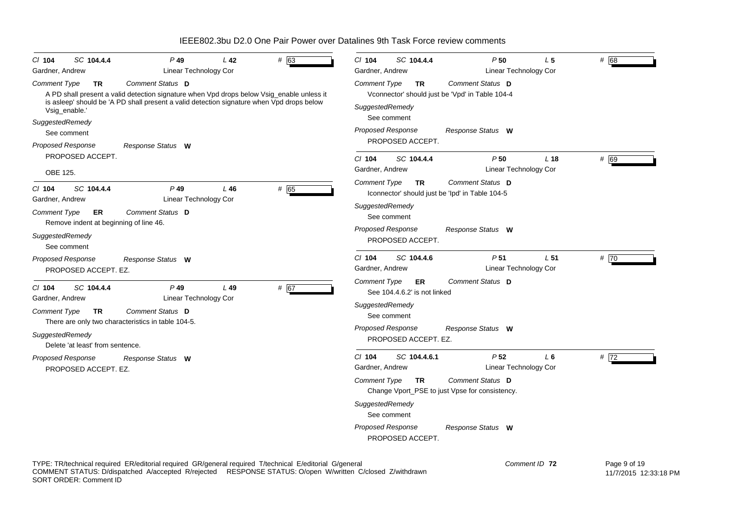# IEEE802.3bu D2.0 One Pair Power over Datalines 9th Task Force review comments

**Cl** 104 **SC** 104.4.4 **P** 49 **L** 42 **#** 63
Gardner, Andrew — Linear Technology Cor

*Comment Type* **TR** *Comment Status* **D**

A PD shall present a valid detection signature when Vpd drops below Vsig_enable unless it is asleep' should be 'A PD shall present a valid detection signature when Vpd drops below Vsig_enable.'

*SuggestedRemedy*

See comment

*Proposed Response* *Response Status* **W**

PROPOSED ACCEPT.

OBE 125.

---

**Cl** 104 **SC** 104.4.4 **P** 49 **L** 46 **#** 65
Gardner, Andrew — Linear Technology Cor

*Comment Type* **ER** *Comment Status* **D**

Remove indent at beginning of line 46.

*SuggestedRemedy*

See comment

*Proposed Response* *Response Status* **W**

PROPOSED ACCEPT. EZ.

---

**Cl** 104 **SC** 104.4.4 **P** 49 **L** 49 **#** 67
Gardner, Andrew — Linear Technology Cor

*Comment Type* **TR** *Comment Status* **D**

There are only two characteristics in table 104-5.

*SuggestedRemedy*

Delete 'at least' from sentence.

*Proposed Response* *Response Status* **W**

PROPOSED ACCEPT. EZ.

---

**Cl** 104 **SC** 104.4.4 **P** 50 **L** 5 **#** 68
Gardner, Andrew — Linear Technology Cor

*Comment Type* **TR** *Comment Status* **D**

Vconnector' should just be 'Vpd' in Table 104-4

*SuggestedRemedy*

See comment

*Proposed Response* *Response Status* **W**

PROPOSED ACCEPT.

---

**Cl** 104 **SC** 104.4.4 **P** 50 **L** 18 **#** 69
Gardner, Andrew — Linear Technology Cor

*Comment Type* **TR** *Comment Status* **D**

Iconnector' should just be 'Ipd' in Table 104-5

*SuggestedRemedy*

See comment

*Proposed Response* *Response Status* **W**

PROPOSED ACCEPT.

---

**Cl** 104 **SC** 104.4.6 **P** 51 **L** 51 **#** 70
Gardner, Andrew — Linear Technology Cor

*Comment Type* **ER** *Comment Status* **D**

See 104.4.6.2' is not linked

*SuggestedRemedy*

See comment

*Proposed Response* *Response Status* **W**

PROPOSED ACCEPT. EZ.

---

**Cl** 104 **SC** 104.4.6.1 **P** 52 **L** 6 **#** 72
Gardner, Andrew — Linear Technology Cor

*Comment Type* **TR** *Comment Status* **D**

Change Vport_PSE to just Vpse for consistency.

*SuggestedRemedy*

See comment

*Proposed Response* *Response Status* **W**

PROPOSED ACCEPT.

---

TYPE: TR/technical required ER/editorial required GR/general required T/technical E/editorial G/general
COMMENT STATUS: D/dispatched A/accepted R/rejected RESPONSE STATUS: O/open W/written C/closed Z/withdrawn
SORT ORDER: Comment ID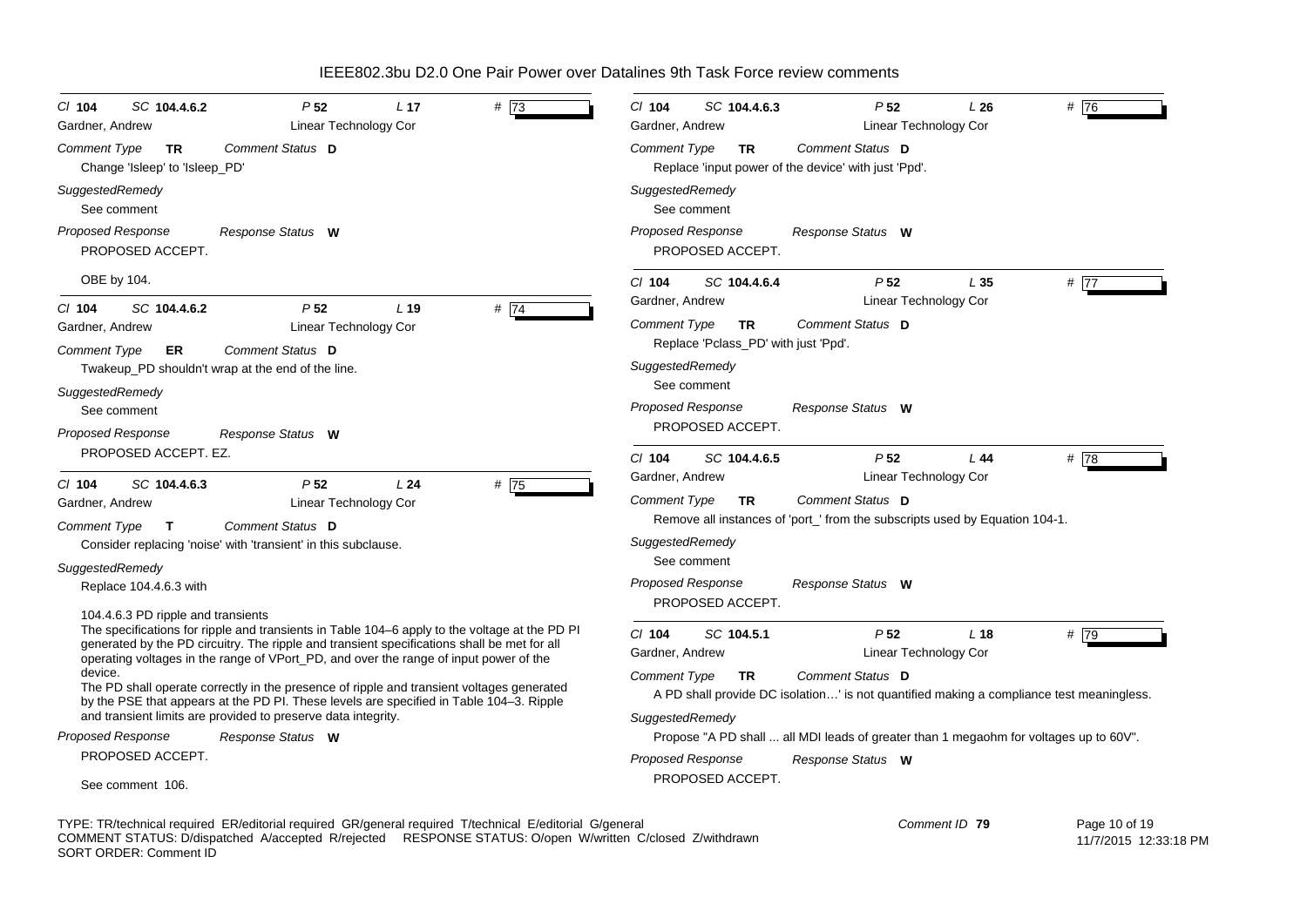# IEEE802.3bu D2.0 One Pair Power over Datalines 9th Task Force review comments

---

*Cl* **104** *SC* **104.4.6.2** *P* **52** *L* **17** *#* **73**

Gardner, Andrew — Linear Technology Cor

*Comment Type* **TR** *Comment Status* **D**

Change 'Isleep' to 'Isleep_PD'

*SuggestedRemedy*

See comment

*Proposed Response* *Response Status* **W**

PROPOSED ACCEPT.

OBE by 104.

---

*Cl* **104** *SC* **104.4.6.2** *P* **52** *L* **19** *#* **74**

Gardner, Andrew — Linear Technology Cor

*Comment Type* **ER** *Comment Status* **D**

Twakeup_PD shouldn't wrap at the end of the line.

*SuggestedRemedy*

See comment

*Proposed Response* *Response Status* **W**

PROPOSED ACCEPT. EZ.

---

*Cl* **104** *SC* **104.4.6.3** *P* **52** *L* **24** *#* **75**

Gardner, Andrew — Linear Technology Cor

*Comment Type* **T** *Comment Status* **D**

Consider replacing 'noise' with 'transient' in this subclause.

*SuggestedRemedy*

Replace 104.4.6.3 with

104.4.6.3 PD ripple and transients

The specifications for ripple and transients in Table 104–6 apply to the voltage at the PD PI generated by the PD circuitry. The ripple and transient specifications shall be met for all operating voltages in the range of VPort_PD, and over the range of input power of the device.

The PD shall operate correctly in the presence of ripple and transient voltages generated by the PSE that appears at the PD PI. These levels are specified in Table 104–3. Ripple and transient limits are provided to preserve data integrity.

*Proposed Response* *Response Status* **W**

PROPOSED ACCEPT.

See comment 106.

---

*Cl* **104** *SC* **104.4.6.3** *P* **52** *L* **26** *#* **76**

Gardner, Andrew — Linear Technology Cor

*Comment Type* **TR** *Comment Status* **D**

Replace 'input power of the device' with just 'Ppd'.

*SuggestedRemedy*

See comment

*Proposed Response* *Response Status* **W**

PROPOSED ACCEPT.

---

*Cl* **104** *SC* **104.4.6.4** *P* **52** *L* **35** *#* **77**

Gardner, Andrew — Linear Technology Cor

*Comment Type* **TR** *Comment Status* **D**

Replace 'Pclass_PD' with just 'Ppd'.

*SuggestedRemedy*

See comment

*Proposed Response* *Response Status* **W**

PROPOSED ACCEPT.

---

*Cl* **104** *SC* **104.4.6.5** *P* **52** *L* **44** *#* **78**

Gardner, Andrew — Linear Technology Cor

*Comment Type* **TR** *Comment Status* **D**

Remove all instances of 'port_' from the subscripts used by Equation 104-1.

*SuggestedRemedy*

See comment

*Proposed Response* *Response Status* **W**

PROPOSED ACCEPT.

---

*Cl* **104** *SC* **104.5.1** *P* **52** *L* **18** *#* **79**

Gardner, Andrew — Linear Technology Cor

*Comment Type* **TR** *Comment Status* **D**

A PD shall provide DC isolation…' is not quantified making a compliance test meaningless.

*SuggestedRemedy*

Propose "A PD shall ... all MDI leads of greater than 1 megaohm for voltages up to 60V".

*Proposed Response* *Response Status* **W**

PROPOSED ACCEPT.

---

TYPE: TR/technical required ER/editorial required GR/general required T/technical E/editorial G/general
COMMENT STATUS: D/dispatched A/accepted R/rejected RESPONSE STATUS: O/open W/written C/closed Z/withdrawn
SORT ORDER: Comment ID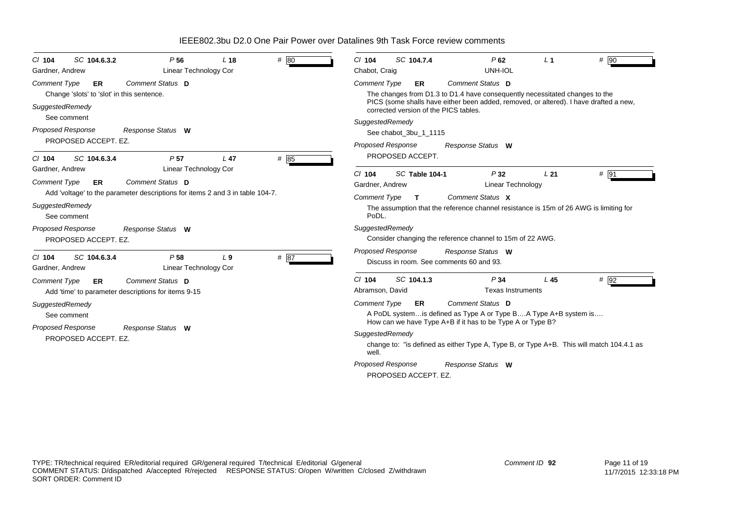# IEEE802.3bu D2.0 One Pair Power over Datalines 9th Task Force review comments

---

**Cl** 104 **SC** 104.6.3.2 **P** 56 **L** 18 **#** 80

Gardner, Andrew — Linear Technology Cor

*Comment Type* **ER** *Comment Status* **D**

Change 'slots' to 'slot' in this sentence.

*SuggestedRemedy*

See comment

*Proposed Response* *Response Status* **W**

PROPOSED ACCEPT. EZ.

---

**Cl** 104 **SC** 104.6.3.4 **P** 57 **L** 47 **#** 85

Gardner, Andrew — Linear Technology Cor

*Comment Type* **ER** *Comment Status* **D**

Add 'voltage' to the parameter descriptions for items 2 and 3 in table 104-7.

*SuggestedRemedy*

See comment

*Proposed Response* *Response Status* **W**

PROPOSED ACCEPT. EZ.

---

**Cl** 104 **SC** 104.6.3.4 **P** 58 **L** 9 **#** 87

Gardner, Andrew — Linear Technology Cor

*Comment Type* **ER** *Comment Status* **D**

Add 'time' to parameter descriptions for items 9-15

*SuggestedRemedy*

See comment

*Proposed Response* *Response Status* **W**

PROPOSED ACCEPT. EZ.

---

**Cl** 104 **SC** 104.7.4 **P** 62 **L** 1 **#** 90

Chabot, Craig — UNH-IOL

*Comment Type* **ER** *Comment Status* **D**

The changes from D1.3 to D1.4 have consequently necessitated changes to the PICS (some shalls have either been added, removed, or altered). I have drafted a new, corrected version of the PICS tables.

*SuggestedRemedy*

See chabot_3bu_1_1115

*Proposed Response* *Response Status* **W**

PROPOSED ACCEPT.

---

**Cl** 104 **SC** Table 104-1 **P** 32 **L** 21 **#** 91

Gardner, Andrew — Linear Technology

*Comment Type* **T** *Comment Status* **X**

The assumption that the reference channel resistance is 15m of 26 AWG is limiting for PoDL.

*SuggestedRemedy*

Consider changing the reference channel to 15m of 22 AWG.

*Proposed Response* *Response Status* **W**

Discuss in room. See comments 60 and 93.

---

**Cl** 104 **SC** 104.1.3 **P** 34 **L** 45 **#** 92

Abramson, David — Texas Instruments

*Comment Type* **ER** *Comment Status* **D**

A PoDL system…is defined as Type A or Type B….A Type A+B system is…. How can we have Type A+B if it has to be Type A or Type B?

*SuggestedRemedy*

change to: "is defined as either Type A, Type B, or Type A+B. This will match 104.4.1 as well.

*Proposed Response* *Response Status* **W**

PROPOSED ACCEPT. EZ.

---

TYPE: TR/technical required ER/editorial required GR/general required T/technical E/editorial G/general
COMMENT STATUS: D/dispatched A/accepted R/rejected RESPONSE STATUS: O/open W/written C/closed Z/withdrawn
SORT ORDER: Comment ID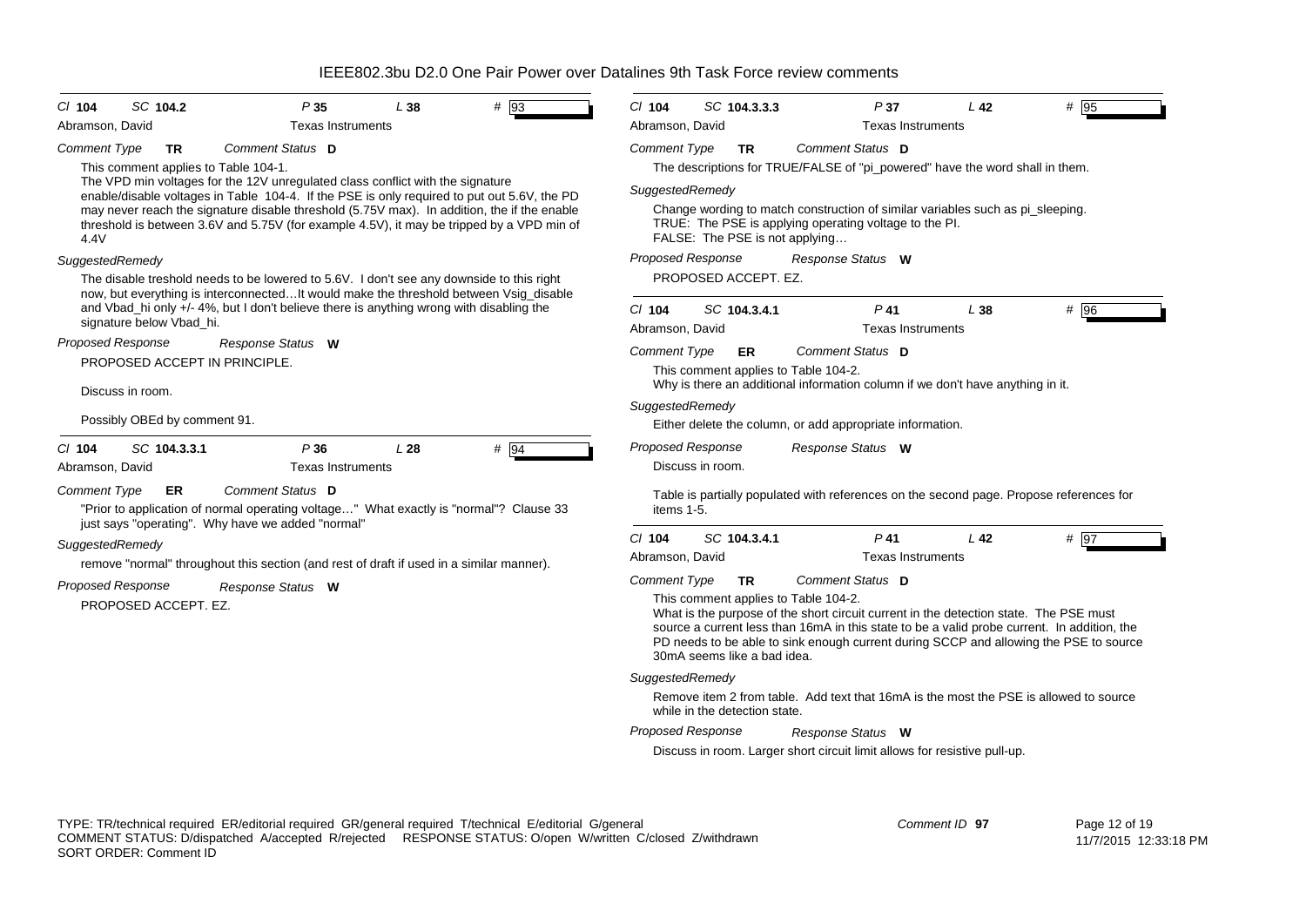**Cl 104 SC 104.2 P 35 L 38 # 93**

Abramson, David — Texas Instruments

*Comment Type* **TR** *Comment Status* **D**

This comment applies to Table 104-1.
The VPD min voltages for the 12V unregulated class conflict with the signature enable/disable voltages in Table 104-4. If the PSE is only required to put out 5.6V, the PD may never reach the signature disable threshold (5.75V max). In addition, the if the enable threshold is between 3.6V and 5.75V (for example 4.5V), it may be tripped by a VPD min of 4.4V

*SuggestedRemedy*

The disable treshold needs to be lowered to 5.6V. I don't see any downside to this right now, but everything is interconnected…It would make the threshold between Vsig_disable and Vbad_hi only +/- 4%, but I don't believe there is anything wrong with disabling the signature below Vbad_hi.

*Proposed Response* *Response Status* **W**

PROPOSED ACCEPT IN PRINCIPLE.

Discuss in room.

Possibly OBEd by comment 91.

---

**Cl 104 SC 104.3.3.1 P 36 L 28 # 94**

Abramson, David — Texas Instruments

*Comment Type* **ER** *Comment Status* **D**

"Prior to application of normal operating voltage…" What exactly is "normal"? Clause 33 just says "operating". Why have we added "normal"

*SuggestedRemedy*

remove "normal" throughout this section (and rest of draft if used in a similar manner).

*Proposed Response* *Response Status* **W**

PROPOSED ACCEPT. EZ.

---

**Cl 104 SC 104.3.3.3 P 37 L 42 # 95**

Abramson, David — Texas Instruments

*Comment Type* **TR** *Comment Status* **D**

The descriptions for TRUE/FALSE of "pi_powered" have the word shall in them.

*SuggestedRemedy*

Change wording to match construction of similar variables such as pi_sleeping.
TRUE: The PSE is applying operating voltage to the PI.
FALSE: The PSE is not applying…

*Proposed Response* *Response Status* **W**

PROPOSED ACCEPT. EZ.

---

**Cl 104 SC 104.3.4.1 P 41 L 38 # 96**

Abramson, David — Texas Instruments

*Comment Type* **ER** *Comment Status* **D**

This comment applies to Table 104-2.
Why is there an additional information column if we don't have anything in it.

*SuggestedRemedy*

Either delete the column, or add appropriate information.

*Proposed Response* *Response Status* **W**

Discuss in room.

Table is partially populated with references on the second page. Propose references for items 1-5.

---

**Cl 104 SC 104.3.4.1 P 41 L 42 # 97**

Abramson, David — Texas Instruments

*Comment Type* **TR** *Comment Status* **D**

This comment applies to Table 104-2.
What is the purpose of the short circuit current in the detection state. The PSE must source a current less than 16mA in this state to be a valid probe current. In addition, the PD needs to be able to sink enough current during SCCP and allowing the PSE to source 30mA seems like a bad idea.

*SuggestedRemedy*

Remove item 2 from table. Add text that 16mA is the most the PSE is allowed to source while in the detection state.

*Proposed Response* *Response Status* **W**

Discuss in room. Larger short circuit limit allows for resistive pull-up.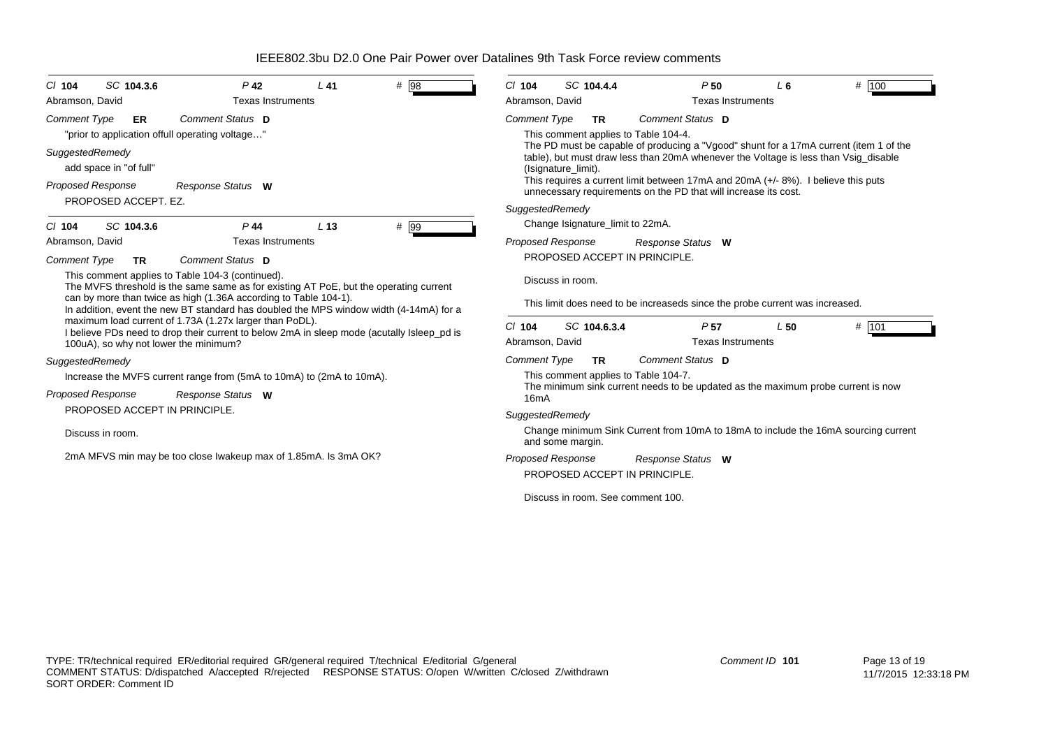# IEEE802.3bu D2.0 One Pair Power over Datalines 9th Task Force review comments

Cl **104** SC **104.3.6** P **42** L **41** # 98

Abramson, David — Texas Instruments

*Comment Type* **ER** *Comment Status* **D**

"prior to application offull operating voltage…"

*SuggestedRemedy*

add space in "of full"

*Proposed Response* *Response Status* **W**

PROPOSED ACCEPT. EZ.

---

Cl **104** SC **104.3.6** P **44** L **13** # 99

Abramson, David — Texas Instruments

*Comment Type* **TR** *Comment Status* **D**

This comment applies to Table 104-3 (continued).
The MVFS threshold is the same same as for existing AT PoE, but the operating current can by more than twice as high (1.36A according to Table 104-1).
In addition, event the new BT standard has doubled the MPS window width (4-14mA) for a maximum load current of 1.73A (1.27x larger than PoDL).
I believe PDs need to drop their current to below 2mA in sleep mode (acutally Isleep_pd is 100uA), so why not lower the minimum?

*SuggestedRemedy*

Increase the MVFS current range from (5mA to 10mA) to (2mA to 10mA).

*Proposed Response* *Response Status* **W**

PROPOSED ACCEPT IN PRINCIPLE.

Discuss in room.

2mA MFVS min may be too close Iwakeup max of 1.85mA. Is 3mA OK?

---

Cl **104** SC **104.4.4** P **50** L **6** # 100

Abramson, David — Texas Instruments

*Comment Type* **TR** *Comment Status* **D**

This comment applies to Table 104-4.
The PD must be capable of producing a "Vgood" shunt for a 17mA current (item 1 of the table), but must draw less than 20mA whenever the Voltage is less than Vsig_disable (Isignature_limit).
This requires a current limit between 17mA and 20mA (+/- 8%). I believe this puts unnecessary requirements on the PD that will increase its cost.

*SuggestedRemedy*

Change Isignature_limit to 22mA.

*Proposed Response* *Response Status* **W**

PROPOSED ACCEPT IN PRINCIPLE.

Discuss in room.

This limit does need to be increaseds since the probe current was increased.

---

Cl **104** SC **104.6.3.4** P **57** L **50** # 101

Abramson, David — Texas Instruments

*Comment Type* **TR** *Comment Status* **D**

This comment applies to Table 104-7.
The minimum sink current needs to be updated as the maximum probe current is now 16mA

*SuggestedRemedy*

Change minimum Sink Current from 10mA to 18mA to include the 16mA sourcing current and some margin.

*Proposed Response* *Response Status* **W**

PROPOSED ACCEPT IN PRINCIPLE.

Discuss in room. See comment 100.

---

TYPE: TR/technical required ER/editorial required GR/general required T/technical E/editorial G/general
COMMENT STATUS: D/dispatched A/accepted R/rejected RESPONSE STATUS: O/open W/written C/closed Z/withdrawn
SORT ORDER: Comment ID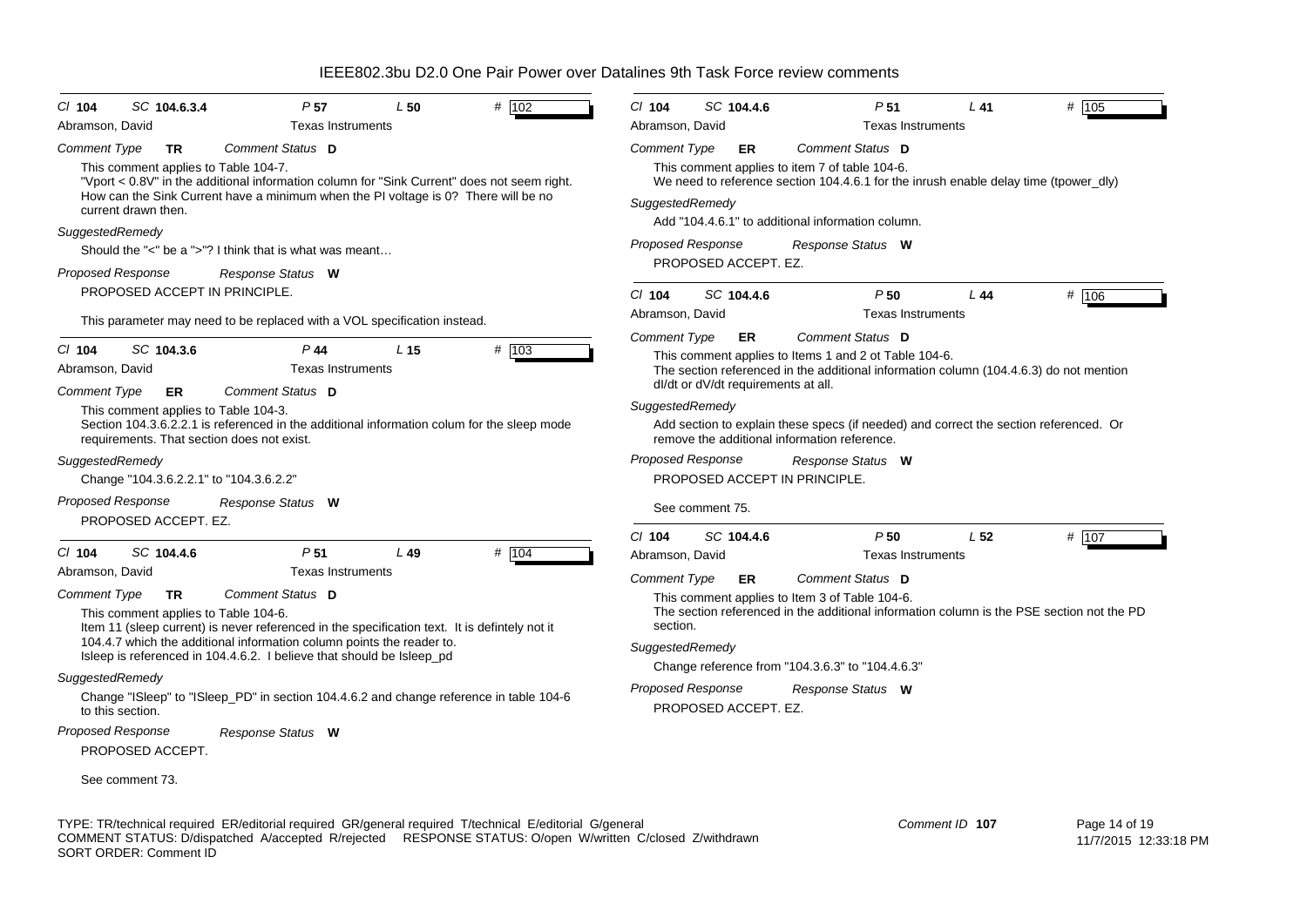# IEEE802.3bu D2.0 One Pair Power over Datalines 9th Task Force review comments

---

**Cl** 104 **SC** 104.6.3.4 **P** 57 **L** 50 **#** 102

Abramson, David — Texas Instruments

*Comment Type* **TR** *Comment Status* **D**

This comment applies to Table 104-7.
"Vport < 0.8V" in the additional information column for "Sink Current" does not seem right. How can the Sink Current have a minimum when the PI voltage is 0? There will be no current drawn then.

*SuggestedRemedy*

Should the "<" be a ">"? I think that is what was meant…

*Proposed Response* *Response Status* **W**

PROPOSED ACCEPT IN PRINCIPLE.

This parameter may need to be replaced with a VOL specification instead.

---

**Cl** 104 **SC** 104.3.6 **P** 44 **L** 15 **#** 103

Abramson, David — Texas Instruments

*Comment Type* **ER** *Comment Status* **D**

This comment applies to Table 104-3.
Section 104.3.6.2.2.1 is referenced in the additional information colum for the sleep mode requirements. That section does not exist.

*SuggestedRemedy*

Change "104.3.6.2.2.1" to "104.3.6.2.2"

*Proposed Response* *Response Status* **W**

PROPOSED ACCEPT. EZ.

---

**Cl** 104 **SC** 104.4.6 **P** 51 **L** 49 **#** 104

Abramson, David — Texas Instruments

*Comment Type* **TR** *Comment Status* **D**

This comment applies to Table 104-6.
Item 11 (sleep current) is never referenced in the specification text. It is defintely not it 104.4.7 which the additional information column points the reader to.
Isleep is referenced in 104.4.6.2. I believe that should be Isleep_pd

*SuggestedRemedy*

Change "ISleep" to "ISleep_PD" in section 104.4.6.2 and change reference in table 104-6 to this section.

*Proposed Response* *Response Status* **W**

PROPOSED ACCEPT.

See comment 73.

---

**Cl** 104 **SC** 104.4.6 **P** 51 **L** 41 **#** 105

Abramson, David — Texas Instruments

*Comment Type* **ER** *Comment Status* **D**

This comment applies to item 7 of table 104-6.
We need to reference section 104.4.6.1 for the inrush enable delay time (tpower_dly)

*SuggestedRemedy*

Add "104.4.6.1" to additional information column.

*Proposed Response* *Response Status* **W**

PROPOSED ACCEPT. EZ.

---

**Cl** 104 **SC** 104.4.6 **P** 50 **L** 44 **#** 106

Abramson, David — Texas Instruments

*Comment Type* **ER** *Comment Status* **D**

This comment applies to Items 1 and 2 ot Table 104-6.
The section referenced in the additional information column (104.4.6.3) do not mention dI/dt or dV/dt requirements at all.

*SuggestedRemedy*

Add section to explain these specs (if needed) and correct the section referenced. Or remove the additional information reference.

*Proposed Response* *Response Status* **W**

PROPOSED ACCEPT IN PRINCIPLE.

See comment 75.

---

**Cl** 104 **SC** 104.4.6 **P** 50 **L** 52 **#** 107

Abramson, David — Texas Instruments

*Comment Type* **ER** *Comment Status* **D**

This comment applies to Item 3 of Table 104-6.
The section referenced in the additional information column is the PSE section not the PD section.

*SuggestedRemedy*

Change reference from "104.3.6.3" to "104.4.6.3"

*Proposed Response* *Response Status* **W**

PROPOSED ACCEPT. EZ.

---

TYPE: TR/technical required ER/editorial required GR/general required T/technical E/editorial G/general
COMMENT STATUS: D/dispatched A/accepted R/rejected RESPONSE STATUS: O/open W/written C/closed Z/withdrawn
SORT ORDER: Comment ID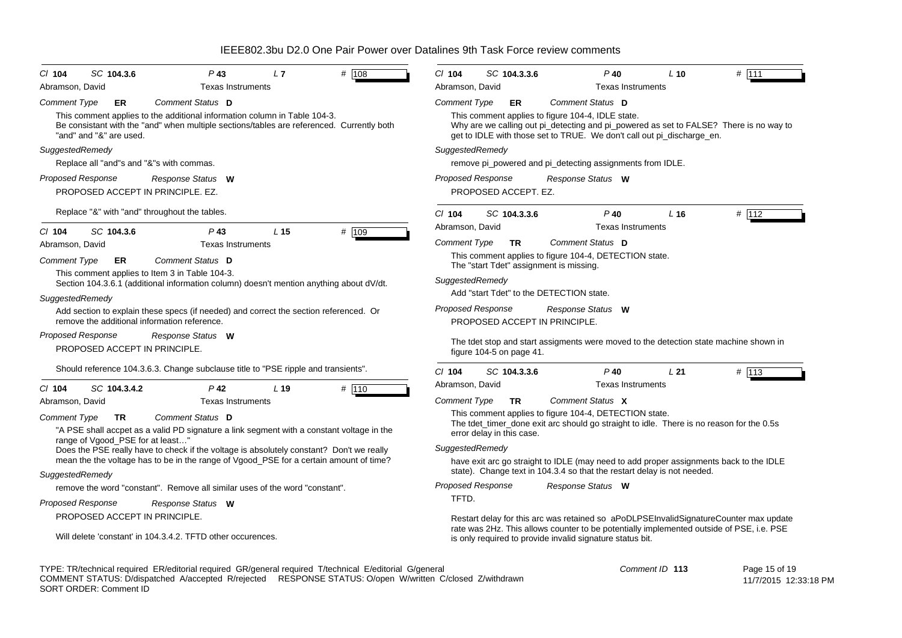# IEEE802.3bu D2.0 One Pair Power over Datalines 9th Task Force review comments

**Cl** 104 **SC** 104.3.6 **P** 43 **L** 7 **#** 108

Abramson, David — Texas Instruments

*Comment Type* **ER** *Comment Status* **D**

This comment applies to the additional information column in Table 104-3.
Be consistant with the "and" when multiple sections/tables are referenced. Currently both "and" and "&" are used.

*SuggestedRemedy*

Replace all "and"s and "&"s with commas.

*Proposed Response* *Response Status* **W**

PROPOSED ACCEPT IN PRINCIPLE. EZ.

Replace "&" with "and" throughout the tables.

---

**Cl** 104 **SC** 104.3.6 **P** 43 **L** 15 **#** 109

Abramson, David — Texas Instruments

*Comment Type* **ER** *Comment Status* **D**

This comment applies to Item 3 in Table 104-3.
Section 104.3.6.1 (additional information column) doesn't mention anything about dV/dt.

*SuggestedRemedy*

Add section to explain these specs (if needed) and correct the section referenced. Or remove the additional information reference.

*Proposed Response* *Response Status* **W**

PROPOSED ACCEPT IN PRINCIPLE.

Should reference 104.3.6.3. Change subclause title to "PSE ripple and transients".

---

**Cl** 104 **SC** 104.3.4.2 **P** 42 **L** 19 **#** 110

Abramson, David — Texas Instruments

*Comment Type* **TR** *Comment Status* **D**

"A PSE shall accpet as a valid PD signature a link segment with a constant voltage in the range of Vgood_PSE for at least…"
Does the PSE really have to check if the voltage is absolutely constant? Don't we really mean the the voltage has to be in the range of Vgood_PSE for a certain amount of time?

*SuggestedRemedy*

remove the word "constant". Remove all similar uses of the word "constant".

*Proposed Response* *Response Status* **W**

PROPOSED ACCEPT IN PRINCIPLE.

Will delete 'constant' in 104.3.4.2. TFTD other occurences.

---

**Cl** 104 **SC** 104.3.3.6 **P** 40 **L** 10 **#** 111

Abramson, David — Texas Instruments

*Comment Type* **ER** *Comment Status* **D**

This comment applies to figure 104-4, IDLE state.
Why are we calling out pi_detecting and pi_powered as set to FALSE? There is no way to get to IDLE with those set to TRUE. We don't call out pi_discharge_en.

*SuggestedRemedy*

remove pi_powered and pi_detecting assignments from IDLE.

*Proposed Response* *Response Status* **W**

PROPOSED ACCEPT. EZ.

---

**Cl** 104 **SC** 104.3.3.6 **P** 40 **L** 16 **#** 112

Abramson, David — Texas Instruments

*Comment Type* **TR** *Comment Status* **D**

This comment applies to figure 104-4, DETECTION state.
The "start Tdet" assignment is missing.

*SuggestedRemedy*

Add "start Tdet" to the DETECTION state.

*Proposed Response* *Response Status* **W**

PROPOSED ACCEPT IN PRINCIPLE.

The tdet stop and start assigments were moved to the detection state machine shown in figure 104-5 on page 41.

---

**Cl** 104 **SC** 104.3.3.6 **P** 40 **L** 21 **#** 113

Abramson, David — Texas Instruments

*Comment Type* **TR** *Comment Status* **X**

This comment applies to figure 104-4, DETECTION state.
The tdet_timer_done exit arc should go straight to idle. There is no reason for the 0.5s error delay in this case.

*SuggestedRemedy*

have exit arc go straight to IDLE (may need to add proper assignments back to the IDLE state). Change text in 104.3.4 so that the restart delay is not needed.

*Proposed Response* *Response Status* **W**

TFTD.

Restart delay for this arc was retained so aPoDLPSEInvalidSignatureCounter max update rate was 2Hz. This allows counter to be potentially implemented outside of PSE, i.e. PSE is only required to provide invalid signature status bit.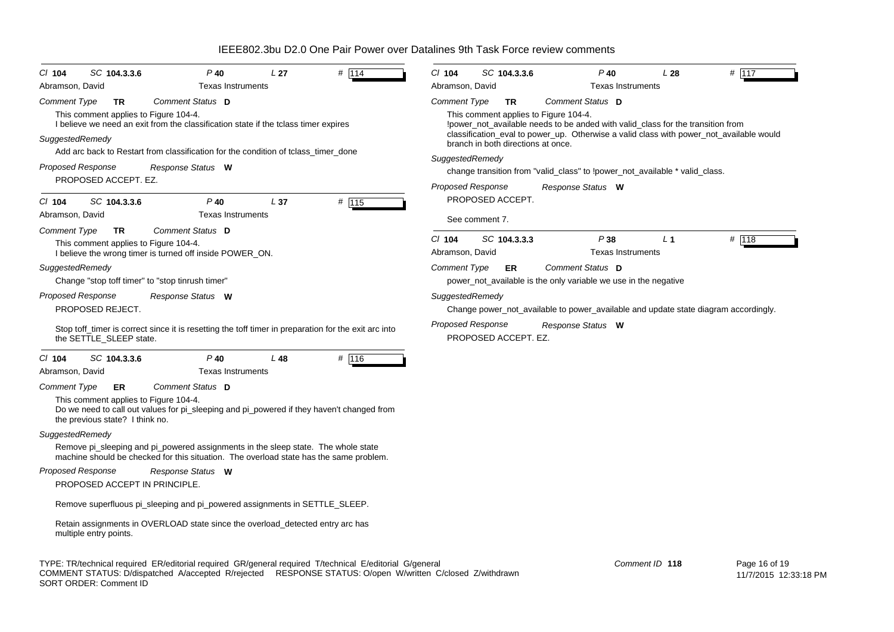# IEEE802.3bu D2.0 One Pair Power over Datalines 9th Task Force review comments

**Cl** 104 **SC** 104.3.3.6 **P** 40 **L** 27 **#** 114

Abramson, David — Texas Instruments

*Comment Type* **TR** *Comment Status* **D**

This comment applies to Figure 104-4.
I believe we need an exit from the classification state if the tclass timer expires

*SuggestedRemedy*

Add arc back to Restart from classification for the condition of tclass_timer_done

*Proposed Response* *Response Status* **W**

PROPOSED ACCEPT. EZ.

---

**Cl** 104 **SC** 104.3.3.6 **P** 40 **L** 37 **#** 115

Abramson, David — Texas Instruments

*Comment Type* **TR** *Comment Status* **D**

This comment applies to Figure 104-4.
I believe the wrong timer is turned off inside POWER_ON.

*SuggestedRemedy*

Change "stop toff timer" to "stop tinrush timer"

*Proposed Response* *Response Status* **W**

PROPOSED REJECT.

Stop toff_timer is correct since it is resetting the toff timer in preparation for the exit arc into the SETTLE_SLEEP state.

---

**Cl** 104 **SC** 104.3.3.6 **P** 40 **L** 48 **#** 116

Abramson, David — Texas Instruments

*Comment Type* **ER** *Comment Status* **D**

This comment applies to Figure 104-4.
Do we need to call out values for pi_sleeping and pi_powered if they haven't changed from the previous state? I think no.

*SuggestedRemedy*

Remove pi_sleeping and pi_powered assignments in the sleep state. The whole state machine should be checked for this situation. The overload state has the same problem.

*Proposed Response* *Response Status* **W**

PROPOSED ACCEPT IN PRINCIPLE.

Remove superfluous pi_sleeping and pi_powered assignments in SETTLE_SLEEP.

Retain assignments in OVERLOAD state since the overload_detected entry arc has multiple entry points.

---

**Cl** 104 **SC** 104.3.3.6 **P** 40 **L** 28 **#** 117

Abramson, David — Texas Instruments

*Comment Type* **TR** *Comment Status* **D**

This comment applies to Figure 104-4.
!power_not_available needs to be anded with valid_class for the transition from classification_eval to power_up. Otherwise a valid class with power_not_available would branch in both directions at once.

*SuggestedRemedy*

change transition from "valid_class" to !power_not_available * valid_class.

*Proposed Response* *Response Status* **W**

PROPOSED ACCEPT.

See comment 7.

---

**Cl** 104 **SC** 104.3.3.3 **P** 38 **L** 1 **#** 118

Abramson, David — Texas Instruments

*Comment Type* **ER** *Comment Status* **D**

power_not_available is the only variable we use in the negative

*SuggestedRemedy*

Change power_not_available to power_available and update state diagram accordingly.

*Proposed Response* *Response Status* **W**

PROPOSED ACCEPT. EZ.

---

TYPE: TR/technical required ER/editorial required GR/general required T/technical E/editorial G/general
COMMENT STATUS: D/dispatched A/accepted R/rejected RESPONSE STATUS: O/open W/written C/closed Z/withdrawn
SORT ORDER: Comment ID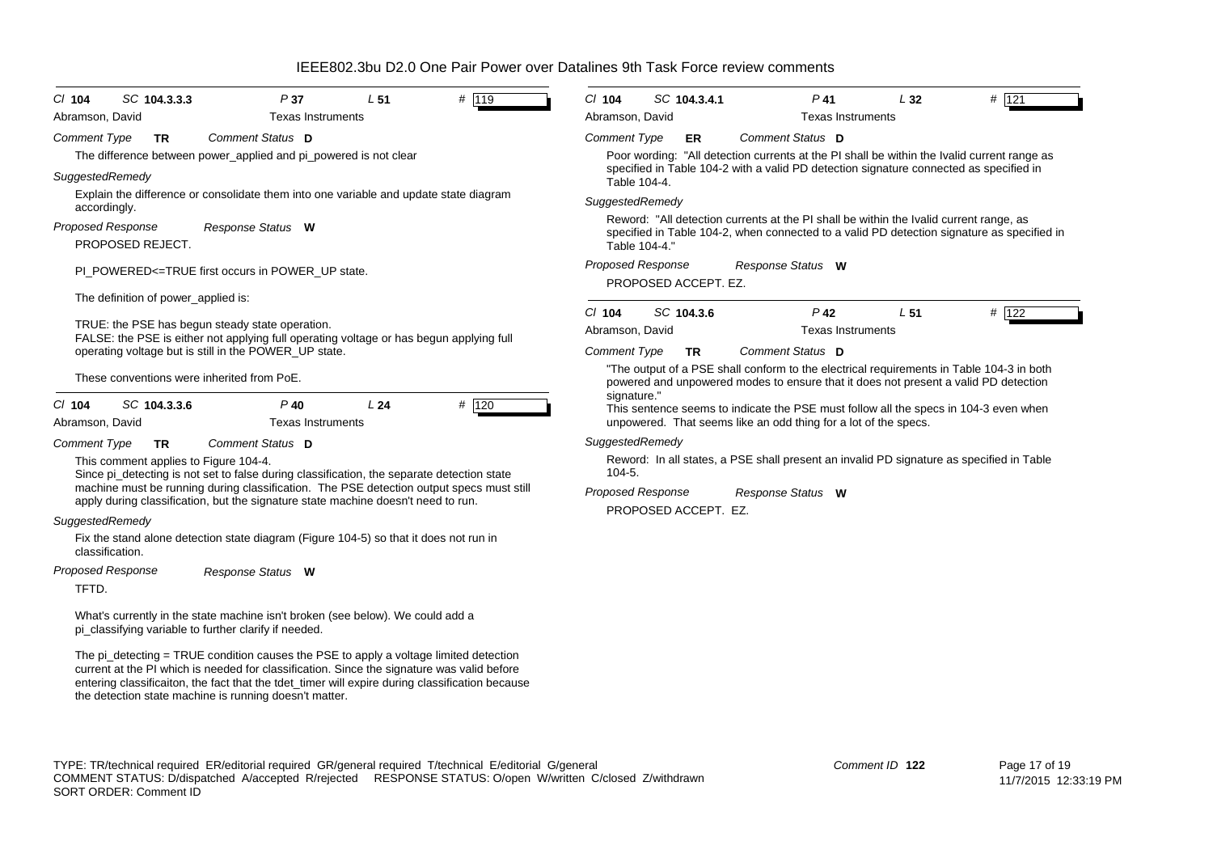IEEE802.3bu D2.0 One Pair Power over Datalines 9th Task Force review comments

**Cl 104 SC 104.3.3.3 P 37 L 51 # 119**

Abramson, David — Texas Instruments

*Comment Type* **TR** *Comment Status* **D**

The difference between power_applied and pi_powered is not clear

*SuggestedRemedy*

Explain the difference or consolidate them into one variable and update state diagram accordingly.

*Proposed Response* *Response Status* **W**

PROPOSED REJECT.

PI_POWERED<=TRUE first occurs in POWER_UP state.

The definition of power_applied is:

TRUE: the PSE has begun steady state operation.
FALSE: the PSE is either not applying full operating voltage or has begun applying full operating voltage but is still in the POWER_UP state.

These conventions were inherited from PoE.

---

**Cl 104 SC 104.3.3.6 P 40 L 24 # 120**

Abramson, David — Texas Instruments

*Comment Type* **TR** *Comment Status* **D**

This comment applies to Figure 104-4.
Since pi_detecting is not set to false during classification, the separate detection state machine must be running during classification. The PSE detection output specs must still apply during classification, but the signature state machine doesn't need to run.

*SuggestedRemedy*

Fix the stand alone detection state diagram (Figure 104-5) so that it does not run in classification.

*Proposed Response* *Response Status* **W**

TFTD.

What's currently in the state machine isn't broken (see below). We could add a pi_classifying variable to further clarify if needed.

The pi_detecting = TRUE condition causes the PSE to apply a voltage limited detection current at the PI which is needed for classification. Since the signature was valid before entering classificaiton, the fact that the tdet_timer will expire during classification because the detection state machine is running doesn't matter.

---

**Cl 104 SC 104.3.4.1 P 41 L 32 # 121**

Abramson, David — Texas Instruments

*Comment Type* **ER** *Comment Status* **D**

Poor wording: "All detection currents at the PI shall be within the Ivalid current range as specified in Table 104-2 with a valid PD detection signature connected as specified in Table 104-4.

*SuggestedRemedy*

Reword: "All detection currents at the PI shall be within the Ivalid current range, as specified in Table 104-2, when connected to a valid PD detection signature as specified in Table 104-4."

*Proposed Response* *Response Status* **W**

PROPOSED ACCEPT. EZ.

---

**Cl 104 SC 104.3.6 P 42 L 51 # 122**

Abramson, David — Texas Instruments

*Comment Type* **TR** *Comment Status* **D**

"The output of a PSE shall conform to the electrical requirements in Table 104-3 in both powered and unpowered modes to ensure that it does not present a valid PD detection signature."
This sentence seems to indicate the PSE must follow all the specs in 104-3 even when unpowered. That seems like an odd thing for a lot of the specs.

*SuggestedRemedy*

Reword: In all states, a PSE shall present an invalid PD signature as specified in Table 104-5.

*Proposed Response* *Response Status* **W**

PROPOSED ACCEPT. EZ.

---

TYPE: TR/technical required ER/editorial required GR/general required T/technical E/editorial G/general
COMMENT STATUS: D/dispatched A/accepted R/rejected RESPONSE STATUS: O/open W/written C/closed Z/withdrawn
SORT ORDER: Comment ID

Comment ID 122

11/7/2015 12:33:19 PM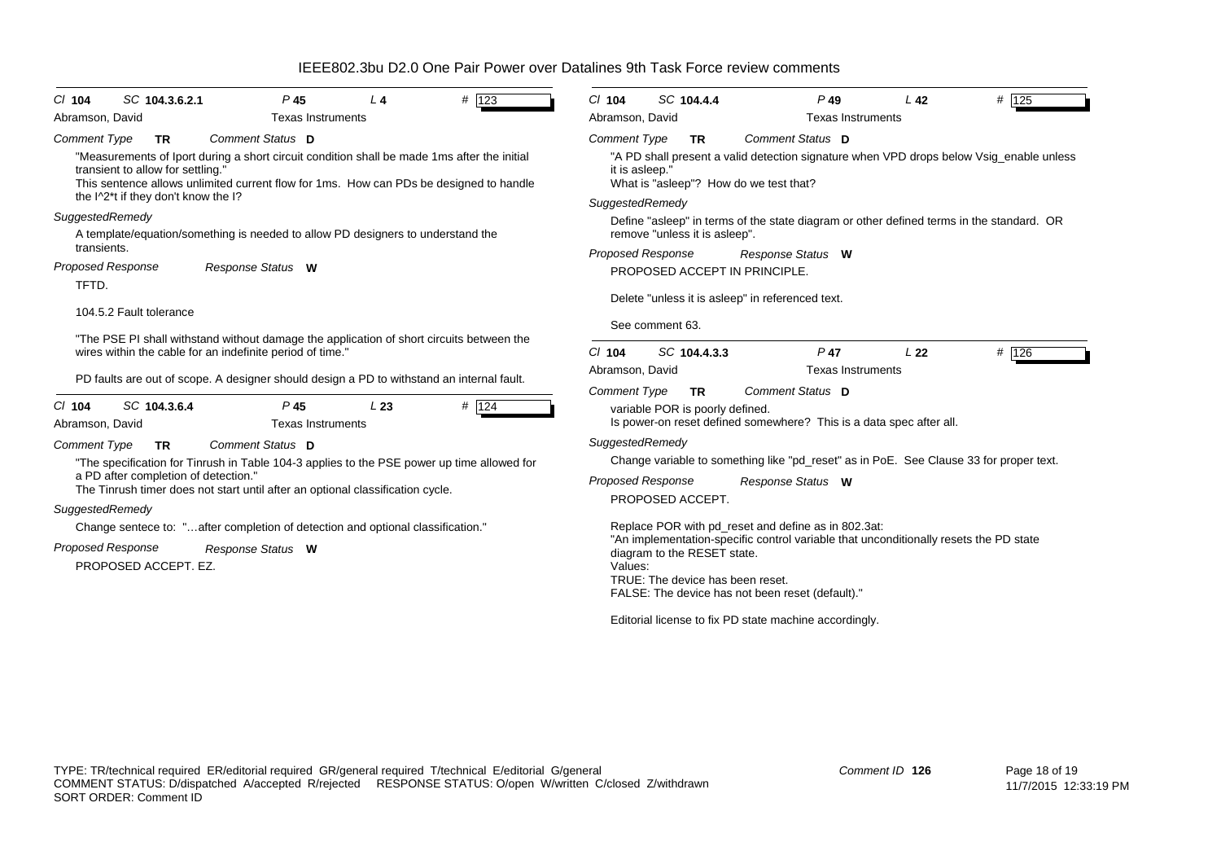# IEEE802.3bu D2.0 One Pair Power over Datalines 9th Task Force review comments

**Cl** 104 **SC** 104.3.6.2.1 **P** 45 **L** 4 **#** 123

Abramson, David — Texas Instruments

*Comment Type* **TR** *Comment Status* **D**

"Measurements of Iport during a short circuit condition shall be made 1ms after the initial transient to allow for settling."
This sentence allows unlimited current flow for 1ms. How can PDs be designed to handle the I^2*t if they don't know the I?

*SuggestedRemedy*

A template/equation/something is needed to allow PD designers to understand the transients.

*Proposed Response* *Response Status* **W**

TFTD.

104.5.2 Fault tolerance

"The PSE PI shall withstand without damage the application of short circuits between the wires within the cable for an indefinite period of time."

PD faults are out of scope. A designer should design a PD to withstand an internal fault.

---

**Cl** 104 **SC** 104.3.6.4 **P** 45 **L** 23 **#** 124

Abramson, David — Texas Instruments

*Comment Type* **TR** *Comment Status* **D**

"The specification for Tinrush in Table 104-3 applies to the PSE power up time allowed for a PD after completion of detection."
The Tinrush timer does not start until after an optional classification cycle.

*SuggestedRemedy*

Change sentece to: "…after completion of detection and optional classification."

*Proposed Response* *Response Status* **W**

PROPOSED ACCEPT. EZ.

---

**Cl** 104 **SC** 104.4.4 **P** 49 **L** 42 **#** 125

Abramson, David — Texas Instruments

*Comment Type* **TR** *Comment Status* **D**

"A PD shall present a valid detection signature when VPD drops below Vsig_enable unless it is asleep."
What is "asleep"? How do we test that?

*SuggestedRemedy*

Define "asleep" in terms of the state diagram or other defined terms in the standard. OR remove "unless it is asleep".

*Proposed Response* *Response Status* **W**

PROPOSED ACCEPT IN PRINCIPLE.

Delete "unless it is asleep" in referenced text.

See comment 63.

---

**Cl** 104 **SC** 104.4.3.3 **P** 47 **L** 22 **#** 126

Abramson, David — Texas Instruments

*Comment Type* **TR** *Comment Status* **D**

variable POR is poorly defined.
Is power-on reset defined somewhere? This is a data spec after all.

*SuggestedRemedy*

Change variable to something like "pd_reset" as in PoE. See Clause 33 for proper text.

*Proposed Response* *Response Status* **W**

PROPOSED ACCEPT.

Replace POR with pd_reset and define as in 802.3at:
"An implementation-specific control variable that unconditionally resets the PD state diagram to the RESET state.
Values:
TRUE: The device has been reset.
FALSE: The device has not been reset (default)."

Editorial license to fix PD state machine accordingly.

---

TYPE: TR/technical required ER/editorial required GR/general required T/technical E/editorial G/general
COMMENT STATUS: D/dispatched A/accepted R/rejected RESPONSE STATUS: O/open W/written C/closed Z/withdrawn
SORT ORDER: Comment ID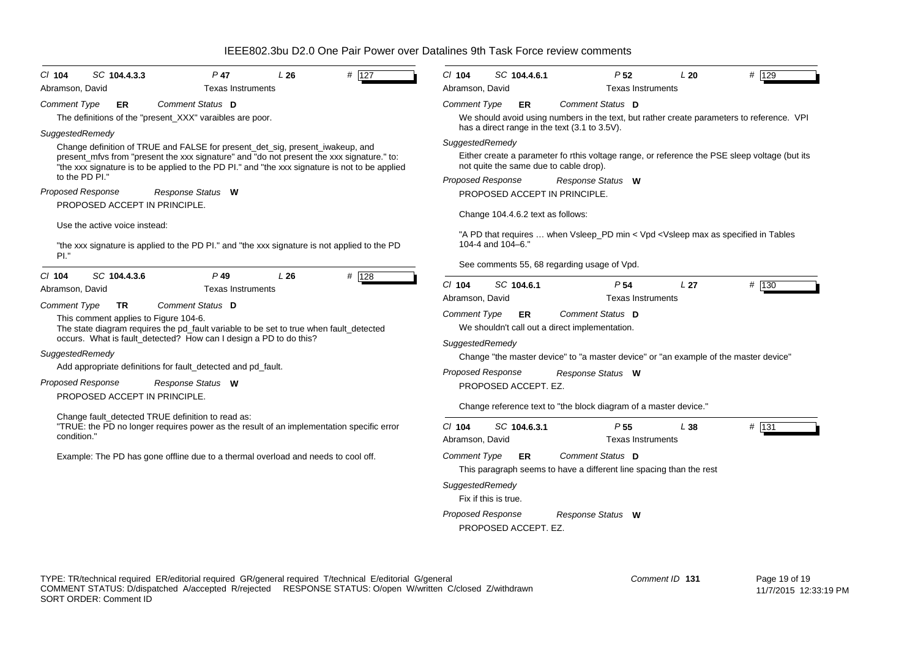# IEEE802.3bu D2.0 One Pair Power over Datalines 9th Task Force review comments

Cl 104 SC 104.4.3.3 P 47 L 26 # 127

Abramson, David — Texas Instruments

*Comment Type* **ER** *Comment Status* **D**

The definitions of the "present_XXX" varaibles are poor.

*SuggestedRemedy*

Change definition of TRUE and FALSE for present_det_sig, present_iwakeup, and present_mfvs from "present the xxx signature" and "do not present the xxx signature." to: "the xxx signature is to be applied to the PD PI." and "the xxx signature is not to be applied to the PD PI."

*Proposed Response* *Response Status* **W**

PROPOSED ACCEPT IN PRINCIPLE.

Use the active voice instead:

"the xxx signature is applied to the PD PI." and "the xxx signature is not applied to the PD PI."

---

Cl 104 SC 104.4.3.6 P 49 L 26 # 128

Abramson, David — Texas Instruments

*Comment Type* **TR** *Comment Status* **D**

This comment applies to Figure 104-6.
The state diagram requires the pd_fault variable to be set to true when fault_detected occurs. What is fault_detected? How can I design a PD to do this?

*SuggestedRemedy*

Add appropriate definitions for fault_detected and pd_fault.

*Proposed Response* *Response Status* **W**

PROPOSED ACCEPT IN PRINCIPLE.

Change fault_detected TRUE definition to read as:
"TRUE: the PD no longer requires power as the result of an implementation specific error condition."

Example: The PD has gone offline due to a thermal overload and needs to cool off.

---

Cl 104 SC 104.4.6.1 P 52 L 20 # 129

Abramson, David — Texas Instruments

*Comment Type* **ER** *Comment Status* **D**

We should avoid using numbers in the text, but rather create parameters to reference. VPI has a direct range in the text (3.1 to 3.5V).

*SuggestedRemedy*

Either create a parameter fo rthis voltage range, or reference the PSE sleep voltage (but its not quite the same due to cable drop).

*Proposed Response* *Response Status* **W**

PROPOSED ACCEPT IN PRINCIPLE.

Change 104.4.6.2 text as follows:

"A PD that requires … when Vsleep_PD min < Vpd <Vsleep max as specified in Tables 104-4 and 104–6."

See comments 55, 68 regarding usage of Vpd.

---

Cl 104 SC 104.6.1 P 54 L 27 # 130

Abramson, David — Texas Instruments

*Comment Type* **ER** *Comment Status* **D**

We shouldn't call out a direct implementation.

*SuggestedRemedy*

Change "the master device" to "a master device" or "an example of the master device"

*Proposed Response* *Response Status* **W**

PROPOSED ACCEPT. EZ.

Change reference text to "the block diagram of a master device."

---

Cl 104 SC 104.6.3.1 P 55 L 38 # 131

Abramson, David — Texas Instruments

*Comment Type* **ER** *Comment Status* **D**

This paragraph seems to have a different line spacing than the rest

*SuggestedRemedy*

Fix if this is true.

*Proposed Response* *Response Status* **W**

PROPOSED ACCEPT. EZ.

---

TYPE: TR/technical required ER/editorial required GR/general required T/technical E/editorial G/general
COMMENT STATUS: D/dispatched A/accepted R/rejected RESPONSE STATUS: O/open W/written C/closed Z/withdrawn
SORT ORDER: Comment ID

Comment ID 131